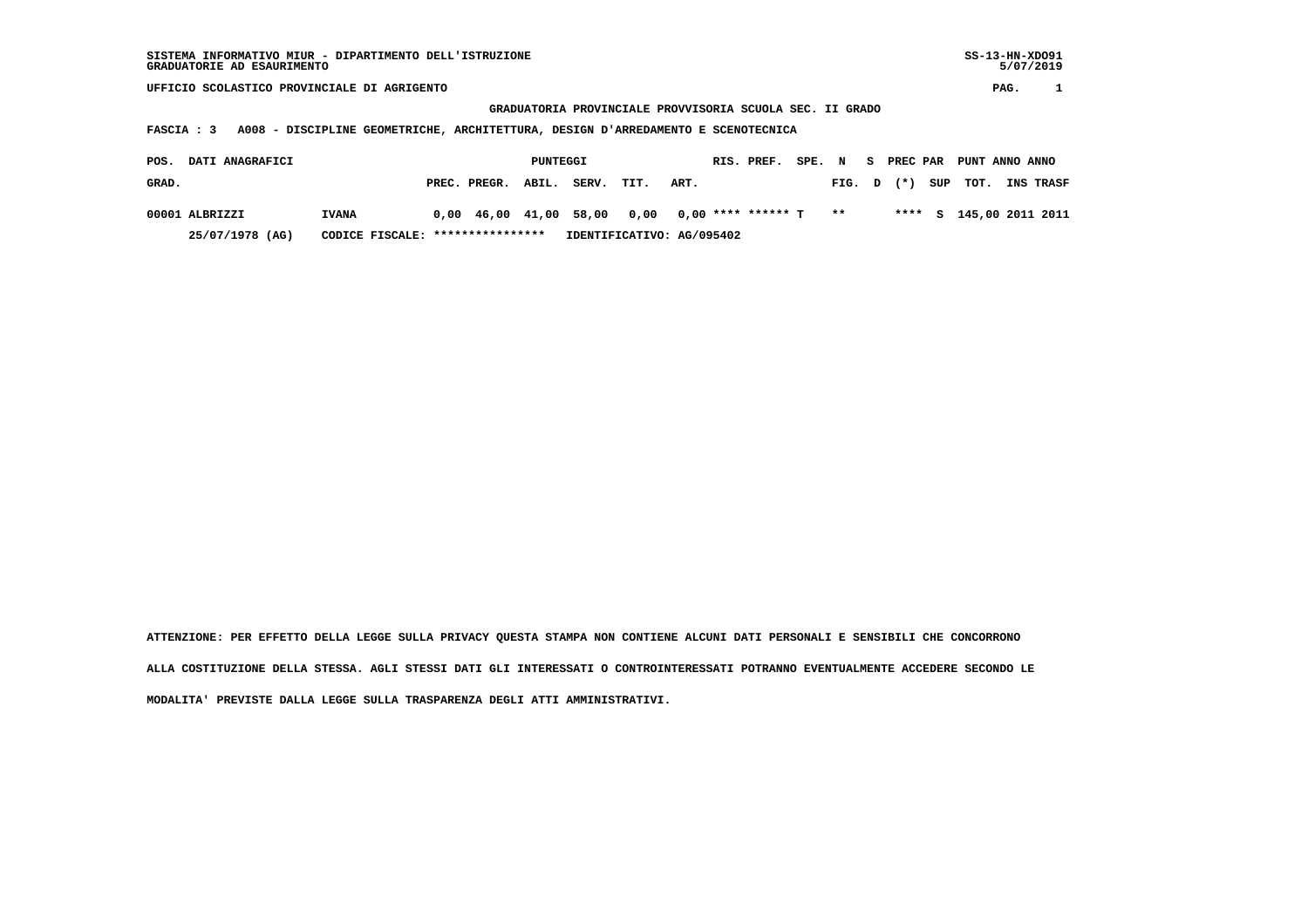SISTEMA INFORMATIVO MIUR - DIPARTIMENTO DELL'ISTRUZIONE
GRADUATORIE AD ESAURIMENTO

SS-13-HN-XDO91
5/07/2019

UFFICIO SCOLASTICO PROVINCIALE DI AGRIGENTO

GRADUATORIA PROVINCIALE PROVVISORIA SCUOLA SEC. II GRADO

FASCIA : 3 A008 - DISCIPLINE GEOMETRICHE, ARCHITETTURA, DESIGN D'ARREDAMENTO E SCENOTECNICA

| POS. GRAD. | DATI ANAGRAFICI | | PUNTEGGI PREC. | PREGR. | ABIL. | SERV. | TIT. | ART. | RIS. | PREF. | SPE. | N FIG. | S D | PREC PAR (*) | SUP | PUNT TOT. | ANNO INS | ANNO TRASF |
|---|---|---|---|---|---|---|---|---|---|---|---|---|---|---|---|---|---|---|
| 00001 | ALBRIZZI | IVANA | 0,00 | 46,00 | 41,00 | 58,00 | 0,00 | 0,00 | **** | ****** | T | ** | | **** | S | 145,00 | 2011 | 2011 |
| | 25/07/1978 (AG) | CODICE FISCALE: **************** | IDENTIFICATIVO: AG/095402 | | | | | | | | | | | | | | | |

ATTENZIONE: PER EFFETTO DELLA LEGGE SULLA PRIVACY QUESTA STAMPA NON CONTIENE ALCUNI DATI PERSONALI E SENSIBILI CHE CONCORRONO ALLA COSTITUZIONE DELLA STESSA. AGLI STESSI DATI GLI INTERESSATI O CONTROINTERESSATI POTRANNO EVENTUALMENTE ACCEDERE SECONDO LE MODALITA' PREVISTE DALLA LEGGE SULLA TRASPARENZA DEGLI ATTI AMMINISTRATIVI.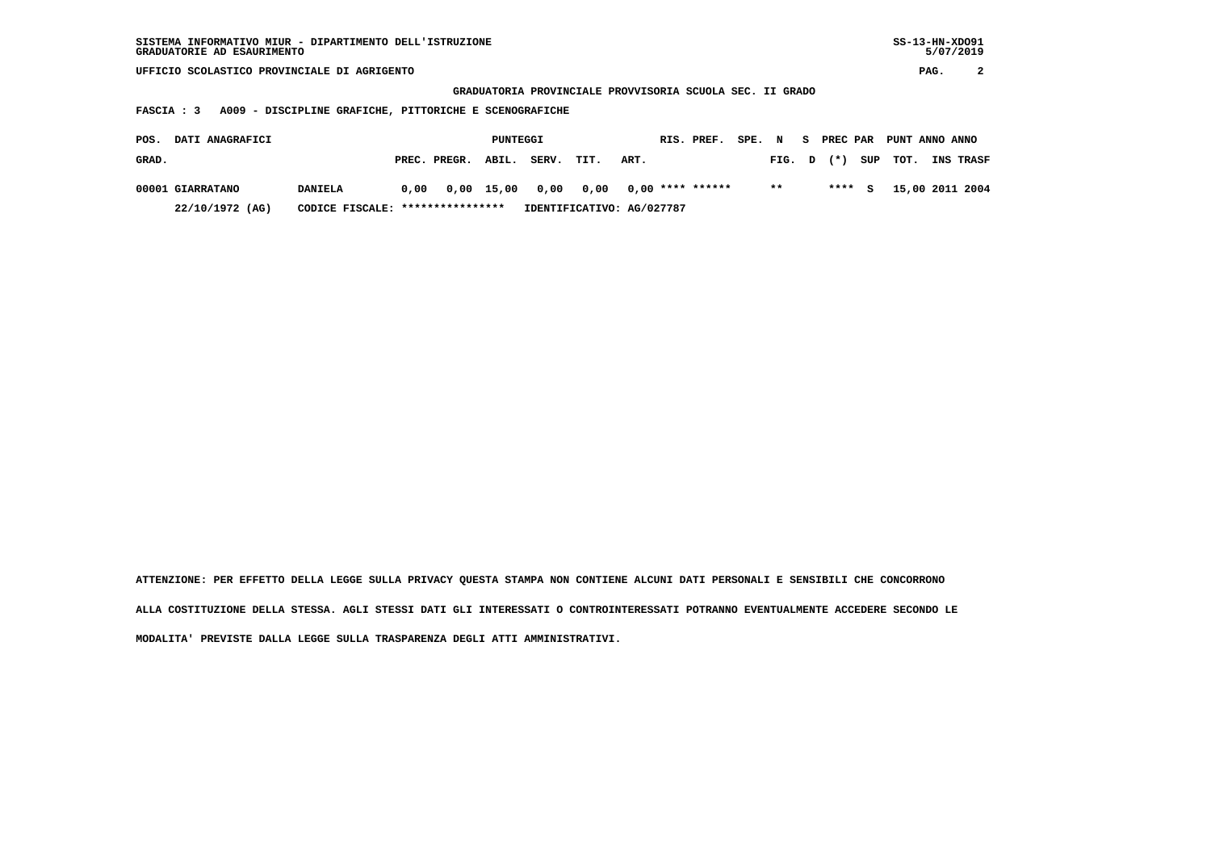SISTEMA INFORMATIVO MIUR - DIPARTIMENTO DELL'ISTRUZIONE
GRADUATORIE AD ESAURIMENTO

UFFICIO SCOLASTICO PROVINCIALE DI AGRIGENTO

GRADUATORIA PROVINCIALE PROVVISORIA SCUOLA SEC. II GRADO

FASCIA : 3 A009 - DISCIPLINE GRAFICHE, PITTORICHE E SCENOGRAFICHE

| POS. GRAD. | DATI ANAGRAFICI | | PUNTEGGI PREC. | PREGR. | ABIL. | SERV. | TIT. | ART. | RIS. | PREF. | SPE. | N FIG. | S D | PREC PAR (*) | SUP | PUNT TOT. | ANNO INS | ANNO TRASF |
|---|---|---|---|---|---|---|---|---|---|---|---|---|---|---|---|---|---|---|
| 00001 | GIARRATANO | DANIELA | 0,00 | 0,00 | 15,00 | 0,00 | 0,00 | 0,00 | **** | ****** | | ** | | **** | S | 15,00 | 2011 | 2004 |
| | 22/10/1972 (AG) | CODICE FISCALE: **************** | IDENTIFICATIVO: AG/027787 | | | | | | | | | | | | | | | |

ATTENZIONE: PER EFFETTO DELLA LEGGE SULLA PRIVACY QUESTA STAMPA NON CONTIENE ALCUNI DATI PERSONALI E SENSIBILI CHE CONCORRONO ALLA COSTITUZIONE DELLA STESSA. AGLI STESSI DATI GLI INTERESSATI O CONTROINTERESSATI POTRANNO EVENTUALMENTE ACCEDERE SECONDO LE MODALITA' PREVISTE DALLA LEGGE SULLA TRASPARENZA DEGLI ATTI AMMINISTRATIVI.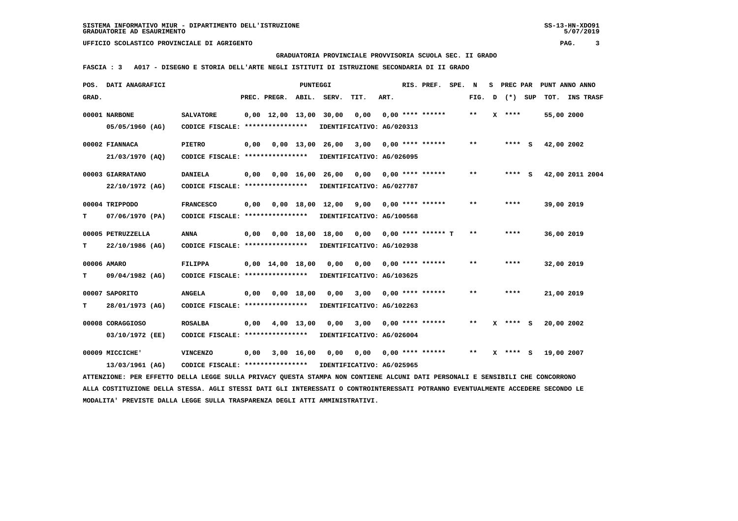SISTEMA INFORMATIVO MIUR - DIPARTIMENTO DELL'ISTRUZIONE
GRADUATORIE AD ESAURIMENTO

UFFICIO SCOLASTICO PROVINCIALE DI AGRIGENTO

**GRADUATORIA PROVINCIALE PROVVISORIA SCUOLA SEC. II GRADO**

**FASCIA : 3 A017 - DISEGNO E STORIA DELL'ARTE NEGLI ISTITUTI DI ISTRUZIONE SECONDARIA DI II GRADO**

| POS. GRAD. | DATI ANAGRAFICI | | PREC. | PREGR. | ABIL. | SERV. | TIT. | ART. | RIS. PREF. | SPE. | N FIG. | S D | PREC PAR (*) | SUP | PUNT TOT. | ANNO INS | TRASF |
|---|---|---|---|---|---|---|---|---|---|---|---|---|---|---|---|---|---|
| 00001 | NARBONE | SALVATORE | 0,00 | 12,00 | 13,00 | 30,00 | 0,00 | 0,00 | **** ****** | | ** | X | **** | | 55,00 | 2000 | |
| | 05/05/1960 (AG) | CODICE FISCALE: **************** | IDENTIFICATIVO: AG/020313 | | | | | | | | | | | | | | |
| 00002 | FIANNACA | PIETRO | 0,00 | 0,00 | 13,00 | 26,00 | 3,00 | 0,00 | **** ****** | | ** | | **** | S | 42,00 | 2002 | |
| | 21/03/1970 (AQ) | CODICE FISCALE: **************** | IDENTIFICATIVO: AG/026095 | | | | | | | | | | | | | | |
| 00003 | GIARRATANO | DANIELA | 0,00 | 0,00 | 16,00 | 26,00 | 0,00 | 0,00 | **** ****** | | ** | | **** | S | 42,00 | 2011 | 2004 |
| | 22/10/1972 (AG) | CODICE FISCALE: **************** | IDENTIFICATIVO: AG/027787 | | | | | | | | | | | | | | |
| 00004 | TRIPPODO | FRANCESCO | 0,00 | 0,00 | 18,00 | 12,00 | 9,00 | 0,00 | **** ****** | | ** | | **** | | 39,00 | 2019 | |
| T | 07/06/1970 (PA) | CODICE FISCALE: **************** | IDENTIFICATIVO: AG/100568 | | | | | | | | | | | | | | |
| 00005 | PETRUZZELLA | ANNA | 0,00 | 0,00 | 18,00 | 18,00 | 0,00 | 0,00 | **** ****** | T | ** | | **** | | 36,00 | 2019 | |
| T | 22/10/1986 (AG) | CODICE FISCALE: **************** | IDENTIFICATIVO: AG/102938 | | | | | | | | | | | | | | |
| 00006 | AMARO | FILIPPA | 0,00 | 14,00 | 18,00 | 0,00 | 0,00 | 0,00 | **** ****** | | ** | | **** | | 32,00 | 2019 | |
| T | 09/04/1982 (AG) | CODICE FISCALE: **************** | IDENTIFICATIVO: AG/103625 | | | | | | | | | | | | | | |
| 00007 | SAPORITO | ANGELA | 0,00 | 0,00 | 18,00 | 0,00 | 3,00 | 0,00 | **** ****** | | ** | | **** | | 21,00 | 2019 | |
| T | 28/01/1973 (AG) | CODICE FISCALE: **************** | IDENTIFICATIVO: AG/102263 | | | | | | | | | | | | | | |
| 00008 | CORAGGIOSO | ROSALBA | 0,00 | 4,00 | 13,00 | 0,00 | 3,00 | 0,00 | **** ****** | | ** | X | **** | S | 20,00 | 2002 | |
| | 03/10/1972 (EE) | CODICE FISCALE: **************** | IDENTIFICATIVO: AG/026004 | | | | | | | | | | | | | | |
| 00009 | MICCICHE' | VINCENZO | 0,00 | 3,00 | 16,00 | 0,00 | 0,00 | 0,00 | **** ****** | | ** | X | **** | S | 19,00 | 2007 | |
| | 13/03/1961 (AG) | CODICE FISCALE: **************** | IDENTIFICATIVO: AG/025965 | | | | | | | | | | | | | | |

ATTENZIONE: PER EFFETTO DELLA LEGGE SULLA PRIVACY QUESTA STAMPA NON CONTIENE ALCUNI DATI PERSONALI E SENSIBILI CHE CONCORRONO ALLA COSTITUZIONE DELLA STESSA. AGLI STESSI DATI GLI INTERESSATI O CONTROINTERESSATI POTRANNO EVENTUALMENTE ACCEDERE SECONDO LE MODALITA' PREVISTE DALLA LEGGE SULLA TRASPARENZA DEGLI ATTI AMMINISTRATIVI.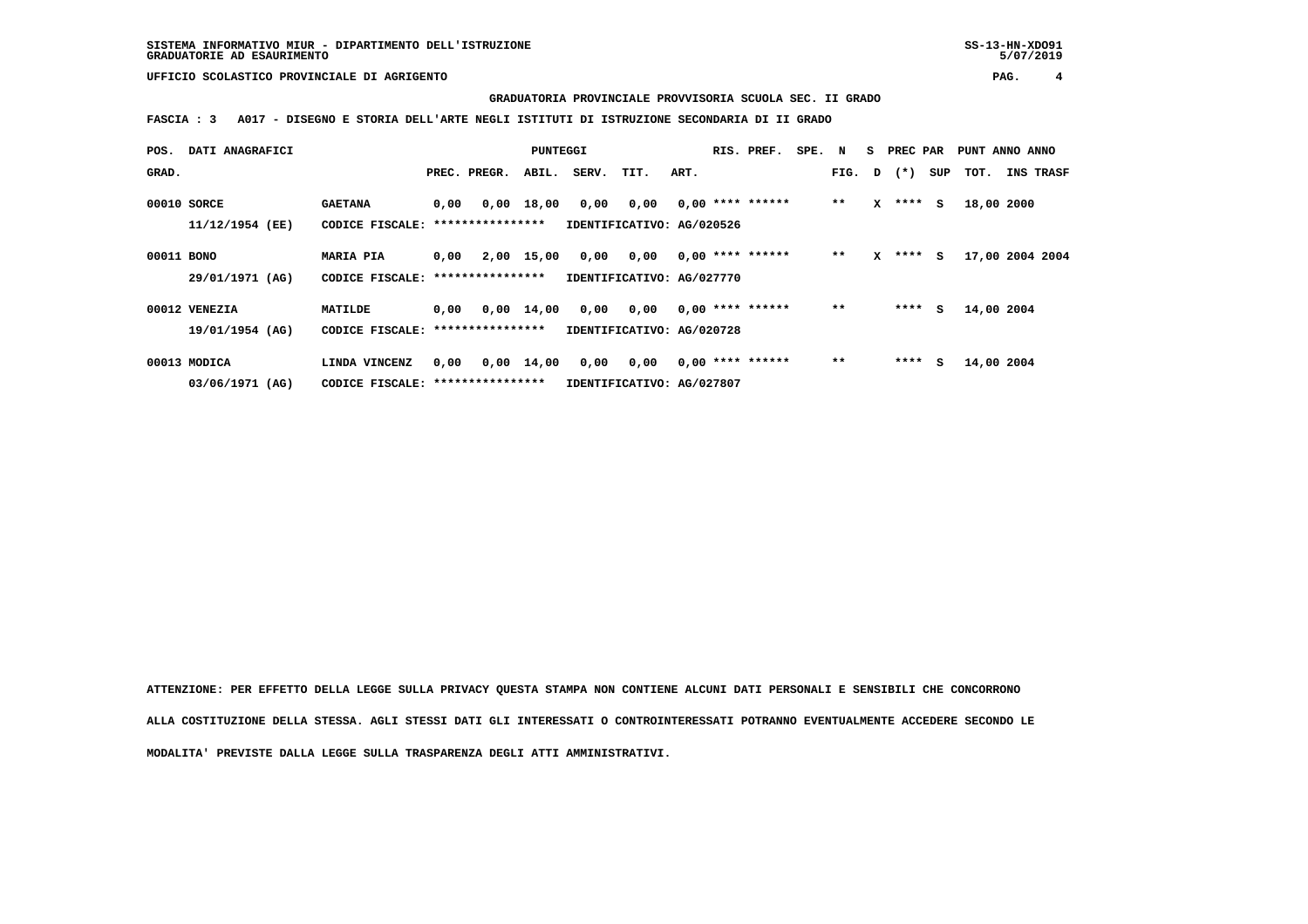**GRADUATORIA PROVINCIALE PROVVISORIA SCUOLA SEC. II GRADO**

**FASCIA : 3 A017 - DISEGNO E STORIA DELL'ARTE NEGLI ISTITUTI DI ISTRUZIONE SECONDARIA DI II GRADO**

| POS. GRAD. | DATI ANAGRAFICI | | PREC. | PREGR. | ABIL. | SERV. | TIT. | ART. | RIS. | PREF. | SPE. | N FIG. | S D | PREC PAR (*) | SUP | PUNT TOT. | ANNO INS | ANNO TRASF |
|---|---|---|---|---|---|---|---|---|---|---|---|---|---|---|---|---|---|---|
| 00010 | SORCE | GAETANA | 0,00 | 0,00 | 18,00 | 0,00 | 0,00 | 0,00 | **** | ****** | | ** | X | **** | S | 18,00 | 2000 | |
| | 11/12/1954 (EE) | CODICE FISCALE: **************** | IDENTIFICATIVO: AG/020526 | | | | | | | | | | | | | | | |
| 00011 | BONO | MARIA PIA | 0,00 | 2,00 | 15,00 | 0,00 | 0,00 | 0,00 | **** | ****** | | ** | X | **** | S | 17,00 | 2004 | 2004 |
| | 29/01/1971 (AG) | CODICE FISCALE: **************** | IDENTIFICATIVO: AG/027770 | | | | | | | | | | | | | | | |
| 00012 | VENEZIA | MATILDE | 0,00 | 0,00 | 14,00 | 0,00 | 0,00 | 0,00 | **** | ****** | | ** | | **** | S | 14,00 | 2004 | |
| | 19/01/1954 (AG) | CODICE FISCALE: **************** | IDENTIFICATIVO: AG/020728 | | | | | | | | | | | | | | | |
| 00013 | MODICA | LINDA VINCENZ | 0,00 | 0,00 | 14,00 | 0,00 | 0,00 | 0,00 | **** | ****** | | ** | | **** | S | 14,00 | 2004 | |
| | 03/06/1971 (AG) | CODICE FISCALE: **************** | IDENTIFICATIVO: AG/027807 | | | | | | | | | | | | | | | |

ATTENZIONE: PER EFFETTO DELLA LEGGE SULLA PRIVACY QUESTA STAMPA NON CONTIENE ALCUNI DATI PERSONALI E SENSIBILI CHE CONCORRONO ALLA COSTITUZIONE DELLA STESSA. AGLI STESSI DATI GLI INTERESSATI O CONTROINTERESSATI POTRANNO EVENTUALMENTE ACCEDERE SECONDO LE MODALITA' PREVISTE DALLA LEGGE SULLA TRASPARENZA DEGLI ATTI AMMINISTRATIVI.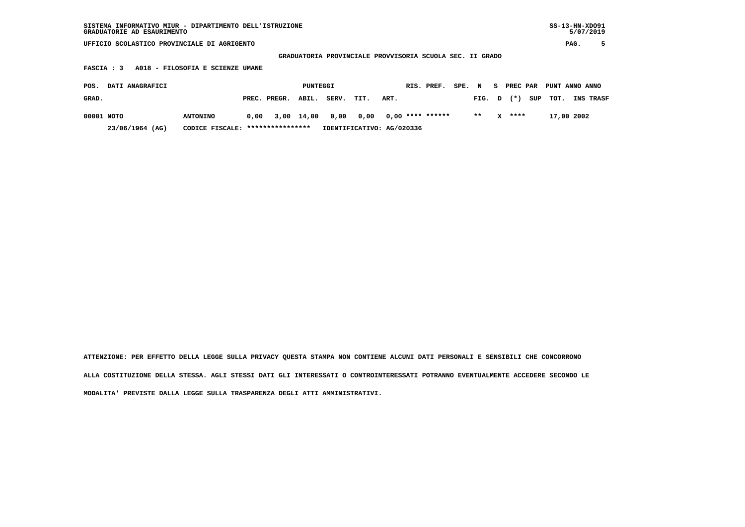SISTEMA INFORMATIVO MIUR - DIPARTIMENTO DELL'ISTRUZIONE
GRADUATORIE AD ESAURIMENTO

UFFICIO SCOLASTICO PROVINCIALE DI AGRIGENTO

GRADUATORIA PROVINCIALE PROVVISORIA SCUOLA SEC. II GRADO

FASCIA : 3 A018 - FILOSOFIA E SCIENZE UMANE

| POS. GRAD. | DATI ANAGRAFICI | | PUNTEGGI PREC. | PREGR. | ABIL. | SERV. | TIT. | ART. | RIS. | PREF. | SPE. | N FIG. | S D | PREC PAR (*) | SUP | PUNT TOT. | ANNO INS | ANNO TRASF |
|---|---|---|---|---|---|---|---|---|---|---|---|---|---|---|---|---|---|---|
| 00001 | NOTO | ANTONINO | 0,00 | 3,00 | 14,00 | 0,00 | 0,00 | 0,00 | **** | ****** | | ** | X | **** | | 17,00 | 2002 | |
| | 23/06/1964 (AG) | CODICE FISCALE: **************** | IDENTIFICATIVO: AG/020336 | | | | | | | | | | | | | | | |

ATTENZIONE: PER EFFETTO DELLA LEGGE SULLA PRIVACY QUESTA STAMPA NON CONTIENE ALCUNI DATI PERSONALI E SENSIBILI CHE CONCORRONO ALLA COSTITUZIONE DELLA STESSA. AGLI STESSI DATI GLI INTERESSATI O CONTROINTERESSATI POTRANNO EVENTUALMENTE ACCEDERE SECONDO LE MODALITA' PREVISTE DALLA LEGGE SULLA TRASPARENZA DEGLI ATTI AMMINISTRATIVI.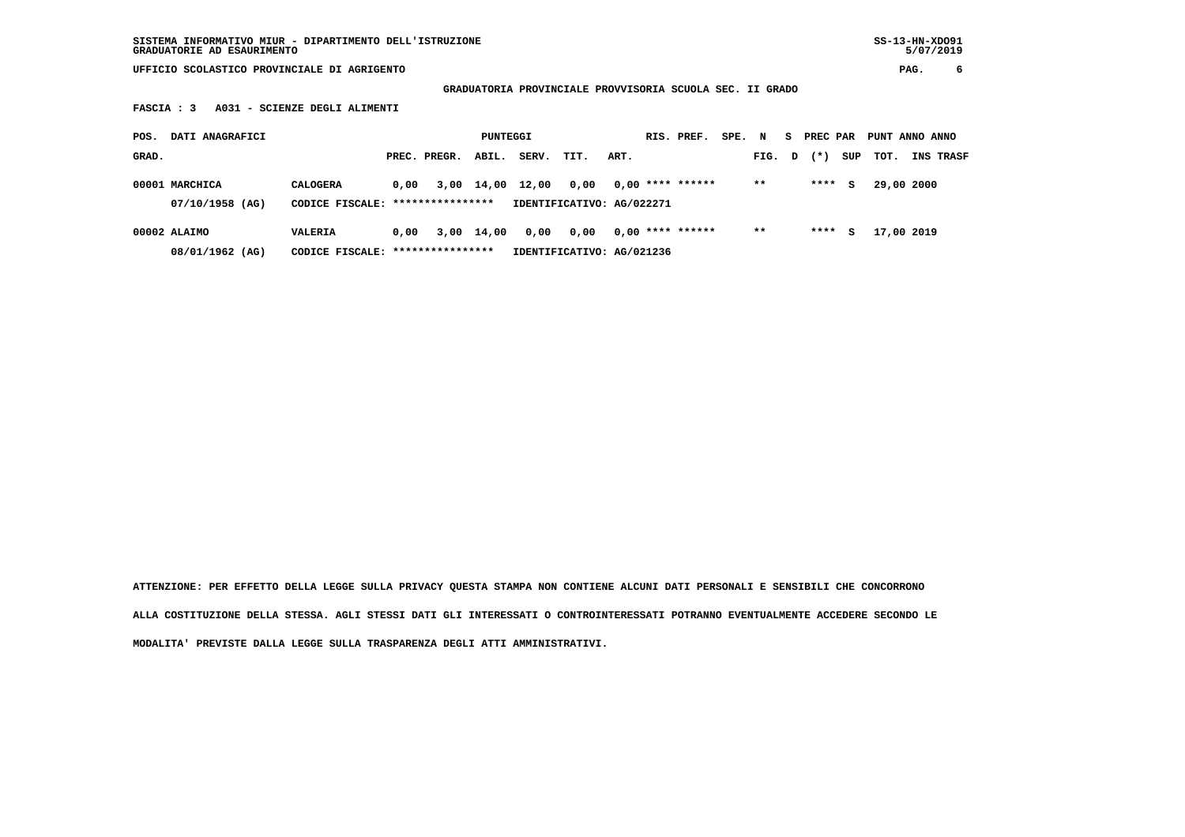SISTEMA INFORMATIVO MIUR - DIPARTIMENTO DELL'ISTRUZIONE
GRADUATORIE AD ESAURIMENTO

UFFICIO SCOLASTICO PROVINCIALE DI AGRIGENTO

GRADUATORIA PROVINCIALE PROVVISORIA SCUOLA SEC. II GRADO

FASCIA : 3   A031 - SCIENZE DEGLI ALIMENTI

| POS. GRAD. | DATI ANAGRAFICI | | PUNTEGGI PREC. | PREGR. | ABIL. | SERV. | TIT. | ART. | RIS. | PREF. | SPE. | N FIG. | S D | PREC (*) | PAR SUP | PUNT TOT. | ANNO INS | ANNO TRASF |
|---|---|---|---|---|---|---|---|---|---|---|---|---|---|---|---|---|---|---|
| 00001 | MARCHICA | CALOGERA | 0,00 | 3,00 | 14,00 | 12,00 | 0,00 | 0,00 | **** | ****** | | ** | | **** | S | 29,00 | 2000 | |
| | 07/10/1958 (AG) | CODICE FISCALE: **************** | IDENTIFICATIVO: AG/022271 | | | | | | | | | | | | | | | |
| 00002 | ALAIMO | VALERIA | 0,00 | 3,00 | 14,00 | 0,00 | 0,00 | 0,00 | **** | ****** | | ** | | **** | S | 17,00 | 2019 | |
| | 08/01/1962 (AG) | CODICE FISCALE: **************** | IDENTIFICATIVO: AG/021236 | | | | | | | | | | | | | | | |

ATTENZIONE: PER EFFETTO DELLA LEGGE SULLA PRIVACY QUESTA STAMPA NON CONTIENE ALCUNI DATI PERSONALI E SENSIBILI CHE CONCORRONO ALLA COSTITUZIONE DELLA STESSA. AGLI STESSI DATI GLI INTERESSATI O CONTROINTERESSATI POTRANNO EVENTUALMENTE ACCEDERE SECONDO LE MODALITA' PREVISTE DALLA LEGGE SULLA TRASPARENZA DEGLI ATTI AMMINISTRATIVI.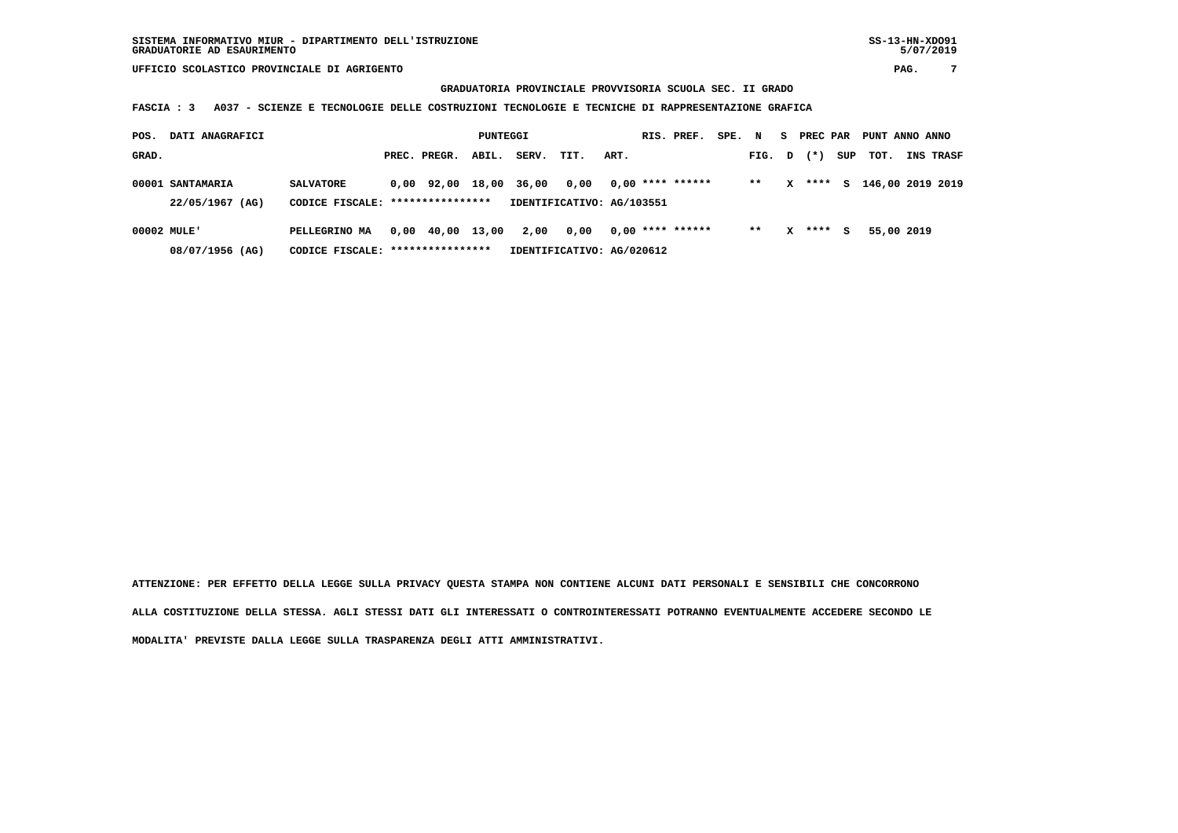SISTEMA INFORMATIVO MIUR - DIPARTIMENTO DELL'ISTRUZIONE
GRADUATORIE AD ESAURIMENTO

SS-13-HN-XDO91
5/07/2019

UFFICIO SCOLASTICO PROVINCIALE DI AGRIGENTO

**GRADUATORIA PROVINCIALE PROVVISORIA SCUOLA SEC. II GRADO**

**FASCIA : 3 A037 - SCIENZE E TECNOLOGIE DELLE COSTRUZIONI TECNOLOGIE E TECNICHE DI RAPPRESENTAZIONE GRAFICA**

| POS. GRAD. | DATI ANAGRAFICI | | PUNTEGGI PREC. | PREGR. | ABIL. | SERV. | TIT. | ART. | RIS. | PREF. | SPE. | N FIG. | S D | PREC PAR (*) | SUP | PUNT TOT. | ANNO INS | ANNO TRASF |
|---|---|---|---|---|---|---|---|---|---|---|---|---|---|---|---|---|---|---|
| 00001 | SANTAMARIA | SALVATORE | 0,00 | 92,00 | 18,00 | 36,00 | 0,00 | 0,00 | **** | ****** | | ** | X | **** | S | 146,00 | 2019 | 2019 |
| | 22/05/1967 (AG) | CODICE FISCALE: **************** | IDENTIFICATIVO: AG/103551 | | | | | | | | | | | | | | | |
| 00002 | MULE' | PELLEGRINO MA | 0,00 | 40,00 | 13,00 | 2,00 | 0,00 | 0,00 | **** | ****** | | ** | X | **** | S | 55,00 | 2019 | |
| | 08/07/1956 (AG) | CODICE FISCALE: **************** | IDENTIFICATIVO: AG/020612 | | | | | | | | | | | | | | | |

**ATTENZIONE: PER EFFETTO DELLA LEGGE SULLA PRIVACY QUESTA STAMPA NON CONTIENE ALCUNI DATI PERSONALI E SENSIBILI CHE CONCORRONO ALLA COSTITUZIONE DELLA STESSA. AGLI STESSI DATI GLI INTERESSATI O CONTROINTERESSATI POTRANNO EVENTUALMENTE ACCEDERE SECONDO LE MODALITA' PREVISTE DALLA LEGGE SULLA TRASPARENZA DEGLI ATTI AMMINISTRATIVI.**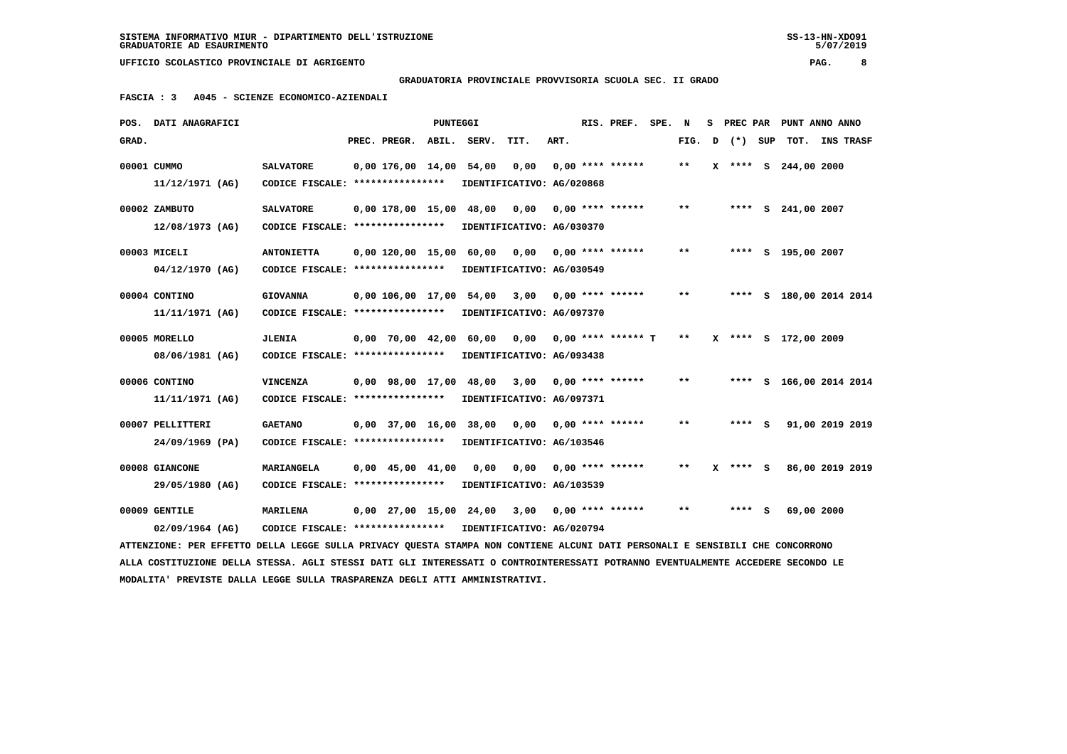SISTEMA INFORMATIVO MIUR - DIPARTIMENTO DELL'ISTRUZIONE
GRADUATORIE AD ESAURIMENTO

UFFICIO SCOLASTICO PROVINCIALE DI AGRIGENTO

**GRADUATORIA PROVINCIALE PROVVISORIA SCUOLA SEC. II GRADO**

**FASCIA : 3 A045 - SCIENZE ECONOMICO-AZIENDALI**

| POS. GRAD. | DATI ANAGRAFICI | | PREC. | PREGR. | ABIL. | SERV. | TIT. | ART. | RIS. | PREF. | SPE. | N FIG. | S D | PREC PAR (*) | SUP | PUNT TOT. | ANNO INS | ANNO TRASF |
|---|---|---|---|---|---|---|---|---|---|---|---|---|---|---|---|---|---|---|
| 00001 | CUMMO 11/12/1971 (AG) | SALVATORE CODICE FISCALE: **************** IDENTIFICATIVO: AG/020868 | 0,00 | 176,00 | 14,00 | 54,00 | 0,00 | 0,00 | **** | ****** | | ** | X | **** | S | 244,00 | 2000 | |
| 00002 | ZAMBUTO 12/08/1973 (AG) | SALVATORE CODICE FISCALE: **************** IDENTIFICATIVO: AG/030370 | 0,00 | 178,00 | 15,00 | 48,00 | 0,00 | 0,00 | **** | ****** | | ** | | **** | S | 241,00 | 2007 | |
| 00003 | MICELI 04/12/1970 (AG) | ANTONIETTA CODICE FISCALE: **************** IDENTIFICATIVO: AG/030549 | 0,00 | 120,00 | 15,00 | 60,00 | 0,00 | 0,00 | **** | ****** | | ** | | **** | S | 195,00 | 2007 | |
| 00004 | CONTINO 11/11/1971 (AG) | GIOVANNA CODICE FISCALE: **************** IDENTIFICATIVO: AG/097370 | 0,00 | 106,00 | 17,00 | 54,00 | 3,00 | 0,00 | **** | ****** | | ** | | **** | S | 180,00 | 2014 | 2014 |
| 00005 | MORELLO 08/06/1981 (AG) | JLENIA CODICE FISCALE: **************** IDENTIFICATIVO: AG/093438 | 0,00 | 70,00 | 42,00 | 60,00 | 0,00 | 0,00 | **** | ****** | T | ** | X | **** | S | 172,00 | 2009 | |
| 00006 | CONTINO 11/11/1971 (AG) | VINCENZA CODICE FISCALE: **************** IDENTIFICATIVO: AG/097371 | 0,00 | 98,00 | 17,00 | 48,00 | 3,00 | 0,00 | **** | ****** | | ** | | **** | S | 166,00 | 2014 | 2014 |
| 00007 | PELLITTERI 24/09/1969 (PA) | GAETANO CODICE FISCALE: **************** IDENTIFICATIVO: AG/103546 | 0,00 | 37,00 | 16,00 | 38,00 | 0,00 | 0,00 | **** | ****** | | ** | | **** | S | 91,00 | 2019 | 2019 |
| 00008 | GIANCONE 29/05/1980 (AG) | MARIANGELA CODICE FISCALE: **************** IDENTIFICATIVO: AG/103539 | 0,00 | 45,00 | 41,00 | 0,00 | 0,00 | 0,00 | **** | ****** | | ** | X | **** | S | 86,00 | 2019 | 2019 |
| 00009 | GENTILE 02/09/1964 (AG) | MARILENA CODICE FISCALE: **************** IDENTIFICATIVO: AG/020794 | 0,00 | 27,00 | 15,00 | 24,00 | 3,00 | 0,00 | **** | ****** | | ** | | **** | S | 69,00 | 2000 | |

ATTENZIONE: PER EFFETTO DELLA LEGGE SULLA PRIVACY QUESTA STAMPA NON CONTIENE ALCUNI DATI PERSONALI E SENSIBILI CHE CONCORRONO ALLA COSTITUZIONE DELLA STESSA. AGLI STESSI DATI GLI INTERESSATI O CONTROINTERESSATI POTRANNO EVENTUALMENTE ACCEDERE SECONDO LE MODALITA' PREVISTE DALLA LEGGE SULLA TRASPARENZA DEGLI ATTI AMMINISTRATIVI.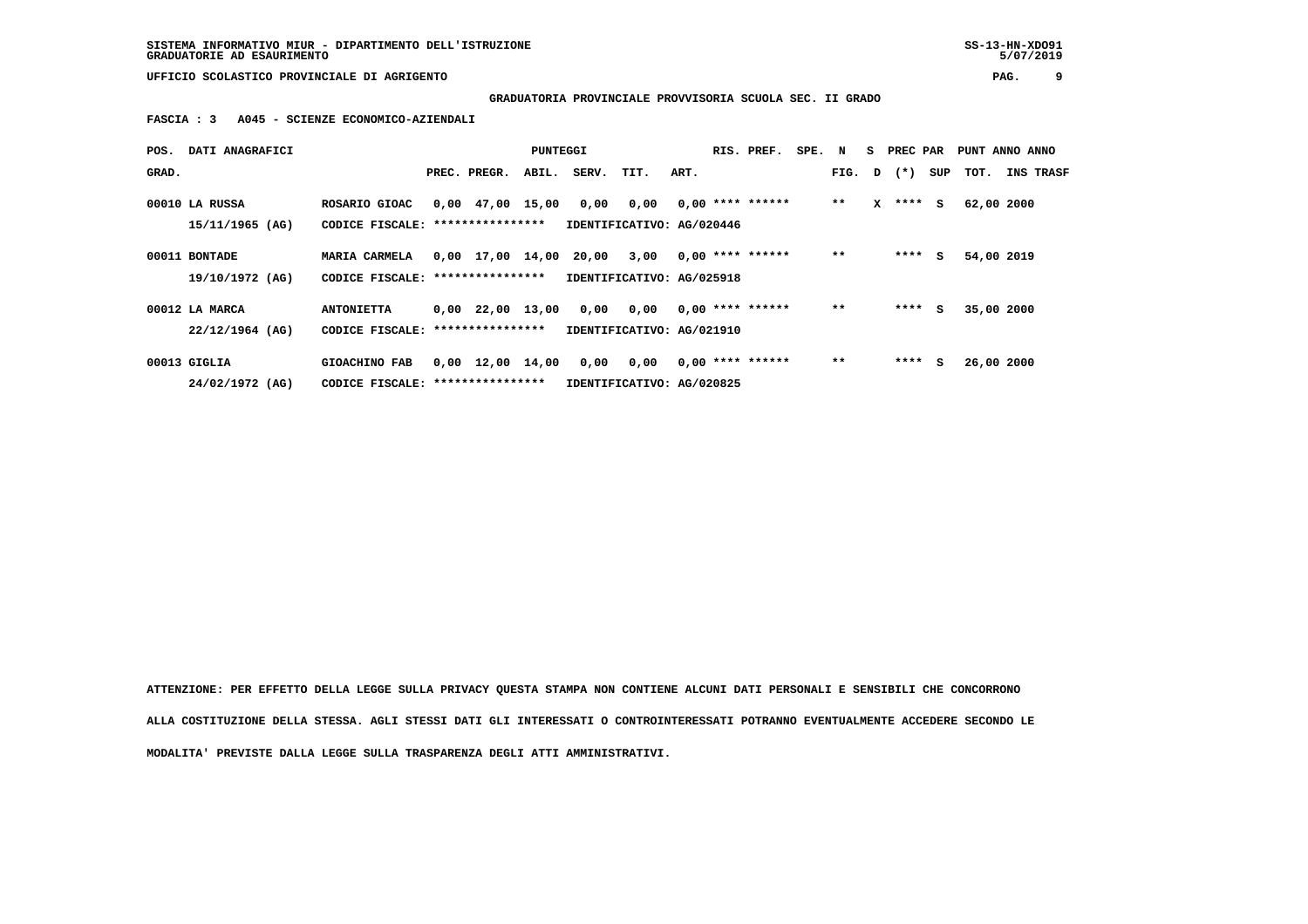SISTEMA INFORMATIVO MIUR - DIPARTIMENTO DELL'ISTRUZIONE
GRADUATORIE AD ESAURIMENTO

UFFICIO SCOLASTICO PROVINCIALE DI AGRIGENTO

**GRADUATORIA PROVINCIALE PROVVISORIA SCUOLA SEC. II GRADO**

**FASCIA : 3 A045 - SCIENZE ECONOMICO-AZIENDALI**

| POS. GRAD. | DATI ANAGRAFICI | | PREC. | PREGR. | ABIL. | SERV. | TIT. | ART. | RIS. | PREF. | SPE. | N FIG. | S D | PREC PAR (*) | SUP | PUNT TOT. | ANNO INS | ANNO TRASF |
|---|---|---|---|---|---|---|---|---|---|---|---|---|---|---|---|---|---|---|
| 00010 | LA RUSSA 15/11/1965 (AG) | ROSARIO GIOAC CODICE FISCALE: **************** IDENTIFICATIVO: AG/020446 | 0,00 | 47,00 | 15,00 | 0,00 | 0,00 | 0,00 | **** | ****** | | ** | X | **** | S | 62,00 | 2000 | |
| 00011 | BONTADE 19/10/1972 (AG) | MARIA CARMELA CODICE FISCALE: **************** IDENTIFICATIVO: AG/025918 | 0,00 | 17,00 | 14,00 | 20,00 | 3,00 | 0,00 | **** | ****** | | ** | | **** | S | 54,00 | 2019 | |
| 00012 | LA MARCA 22/12/1964 (AG) | ANTONIETTA CODICE FISCALE: **************** IDENTIFICATIVO: AG/021910 | 0,00 | 22,00 | 13,00 | 0,00 | 0,00 | 0,00 | **** | ****** | | ** | | **** | S | 35,00 | 2000 | |
| 00013 | GIGLIA 24/02/1972 (AG) | GIOACHINO FAB CODICE FISCALE: **************** IDENTIFICATIVO: AG/020825 | 0,00 | 12,00 | 14,00 | 0,00 | 0,00 | 0,00 | **** | ****** | | ** | | **** | S | 26,00 | 2000 | |

**ATTENZIONE: PER EFFETTO DELLA LEGGE SULLA PRIVACY QUESTA STAMPA NON CONTIENE ALCUNI DATI PERSONALI E SENSIBILI CHE CONCORRONO ALLA COSTITUZIONE DELLA STESSA. AGLI STESSI DATI GLI INTERESSATI O CONTROINTERESSATI POTRANNO EVENTUALMENTE ACCEDERE SECONDO LE MODALITA' PREVISTE DALLA LEGGE SULLA TRASPARENZA DEGLI ATTI AMMINISTRATIVI.**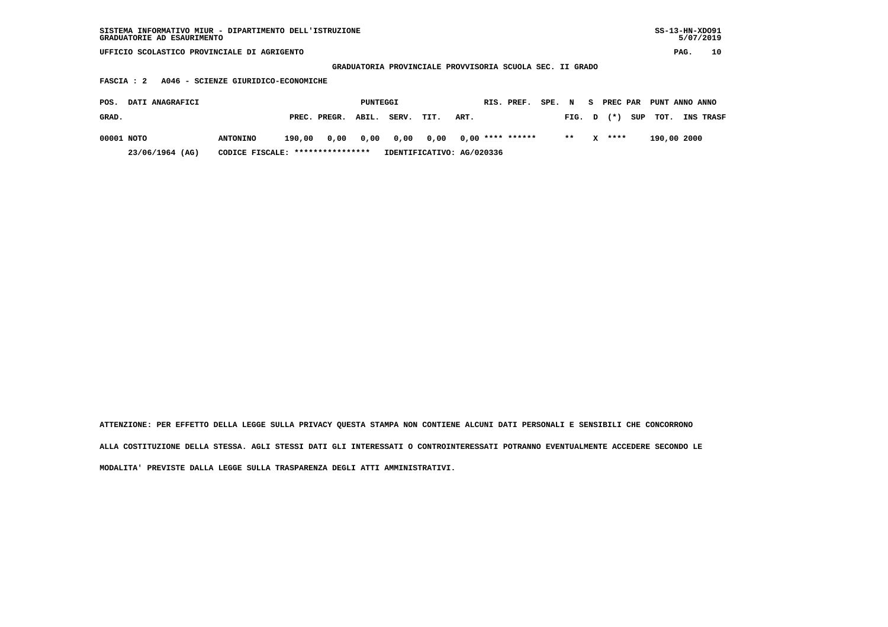**SISTEMA INFORMATIVO MIUR - DIPARTIMENTO DELL'ISTRUZIONE** SS-13-HN-XDO91
**GRADUATORIE AD ESAURIMENTO** 5/07/2019

**UFFICIO SCOLASTICO PROVINCIALE DI AGRIGENTO**

**GRADUATORIA PROVINCIALE PROVVISORIA SCUOLA SEC. II GRADO**

**FASCIA : 2 A046 - SCIENZE GIURIDICO-ECONOMICHE**

| POS. GRAD. | DATI ANAGRAFICI | | PUNTEGGI PREC. | PREGR. | ABIL. | SERV. | TIT. | ART. | RIS. | PREF. | SPE. | N FIG. | S D | PREC PAR (*) | SUP | PUNT TOT. | ANNO INS | ANNO TRASF |
|---|---|---|---|---|---|---|---|---|---|---|---|---|---|---|---|---|---|---|
| 00001 | NOTO | ANTONINO | 190,00 | 0,00 | 0,00 | 0,00 | 0,00 | 0,00 | **** | ****** | | ** | X | **** | | 190,00 | 2000 | |
| | 23/06/1964 (AG) | CODICE FISCALE: **************** | IDENTIFICATIVO: AG/020336 | | | | | | | | | | | | | | | |

**ATTENZIONE: PER EFFETTO DELLA LEGGE SULLA PRIVACY QUESTA STAMPA NON CONTIENE ALCUNI DATI PERSONALI E SENSIBILI CHE CONCORRONO ALLA COSTITUZIONE DELLA STESSA. AGLI STESSI DATI GLI INTERESSATI O CONTROINTERESSATI POTRANNO EVENTUALMENTE ACCEDERE SECONDO LE MODALITA' PREVISTE DALLA LEGGE SULLA TRASPARENZA DEGLI ATTI AMMINISTRATIVI.**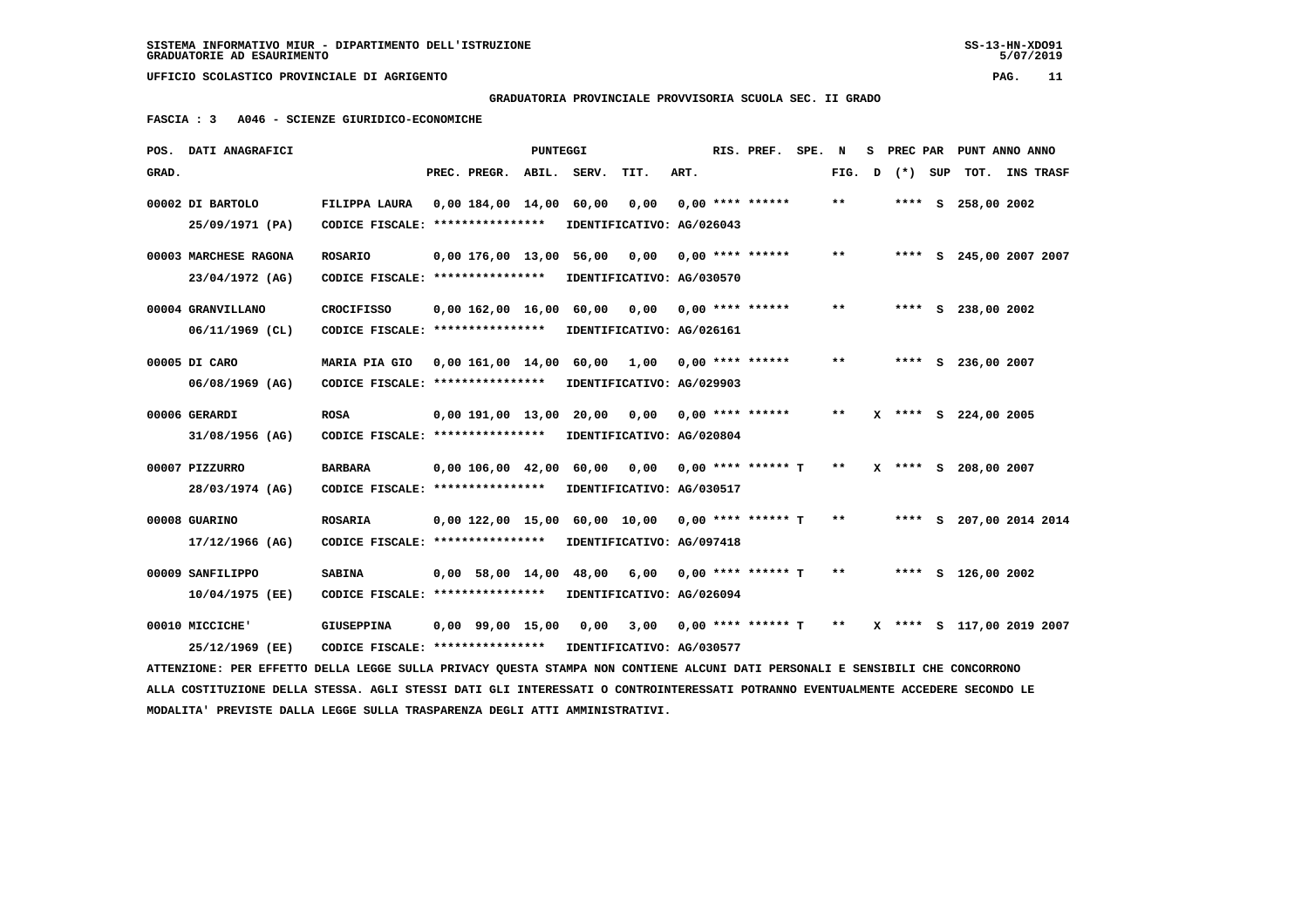SISTEMA INFORMATIVO MIUR - DIPARTIMENTO DELL'ISTRUZIONE
GRADUATORIE AD ESAURIMENTO

UFFICIO SCOLASTICO PROVINCIALE DI AGRIGENTO

**GRADUATORIA PROVINCIALE PROVVISORIA SCUOLA SEC. II GRADO**

**FASCIA : 3 A046 - SCIENZE GIURIDICO-ECONOMICHE**

| POS. GRAD. | DATI ANAGRAFICI | | PREC. | PREGR. | ABIL. | SERV. | TIT. | ART. | RIS. | PREF. | SPE. | N FIG. | S D | PREC PAR (*) | SUP | PUNT TOT. | ANNO INS | ANNO TRASF |
|---|---|---|---|---|---|---|---|---|---|---|---|---|---|---|---|---|---|---|
| 00002 | DI BARTOLO 25/09/1971 (PA) | FILIPPA LAURA CODICE FISCALE: **************** IDENTIFICATIVO: AG/026043 | 0,00 | 184,00 | 14,00 | 60,00 | 0,00 | 0,00 | **** | ****** | | ** | | **** | S | 258,00 | 2002 | |
| 00003 | MARCHESE RAGONA 23/04/1972 (AG) | ROSARIO CODICE FISCALE: **************** IDENTIFICATIVO: AG/030570 | 0,00 | 176,00 | 13,00 | 56,00 | 0,00 | 0,00 | **** | ****** | | ** | | **** | S | 245,00 | 2007 | 2007 |
| 00004 | GRANVILLANO 06/11/1969 (CL) | CROCIFISSO CODICE FISCALE: **************** IDENTIFICATIVO: AG/026161 | 0,00 | 162,00 | 16,00 | 60,00 | 0,00 | 0,00 | **** | ****** | | ** | | **** | S | 238,00 | 2002 | |
| 00005 | DI CARO 06/08/1969 (AG) | MARIA PIA GIO CODICE FISCALE: **************** IDENTIFICATIVO: AG/029903 | 0,00 | 161,00 | 14,00 | 60,00 | 1,00 | 0,00 | **** | ****** | | ** | | **** | S | 236,00 | 2007 | |
| 00006 | GERARDI 31/08/1956 (AG) | ROSA CODICE FISCALE: **************** IDENTIFICATIVO: AG/020804 | 0,00 | 191,00 | 13,00 | 20,00 | 0,00 | 0,00 | **** | ****** | | ** | X | **** | S | 224,00 | 2005 | |
| 00007 | PIZZURRO 28/03/1974 (AG) | BARBARA CODICE FISCALE: **************** IDENTIFICATIVO: AG/030517 | 0,00 | 106,00 | 42,00 | 60,00 | 0,00 | 0,00 | **** | ****** | T | ** | X | **** | S | 208,00 | 2007 | |
| 00008 | GUARINO 17/12/1966 (AG) | ROSARIA CODICE FISCALE: **************** IDENTIFICATIVO: AG/097418 | 0,00 | 122,00 | 15,00 | 60,00 | 10,00 | 0,00 | **** | ****** | T | ** | | **** | S | 207,00 | 2014 | 2014 |
| 00009 | SANFILIPPO 10/04/1975 (EE) | SABINA CODICE FISCALE: **************** IDENTIFICATIVO: AG/026094 | 0,00 | 58,00 | 14,00 | 48,00 | 6,00 | 0,00 | **** | ****** | T | ** | | **** | S | 126,00 | 2002 | |
| 00010 | MICCICHE' 25/12/1969 (EE) | GIUSEPPINA CODICE FISCALE: **************** IDENTIFICATIVO: AG/030577 | 0,00 | 99,00 | 15,00 | 0,00 | 3,00 | 0,00 | **** | ****** | T | ** | X | **** | S | 117,00 | 2019 | 2007 |

ATTENZIONE: PER EFFETTO DELLA LEGGE SULLA PRIVACY QUESTA STAMPA NON CONTIENE ALCUNI DATI PERSONALI E SENSIBILI CHE CONCORRONO ALLA COSTITUZIONE DELLA STESSA. AGLI STESSI DATI GLI INTERESSATI O CONTROINTERESSATI POTRANNO EVENTUALMENTE ACCEDERE SECONDO LE MODALITA' PREVISTE DALLA LEGGE SULLA TRASPARENZA DEGLI ATTI AMMINISTRATIVI.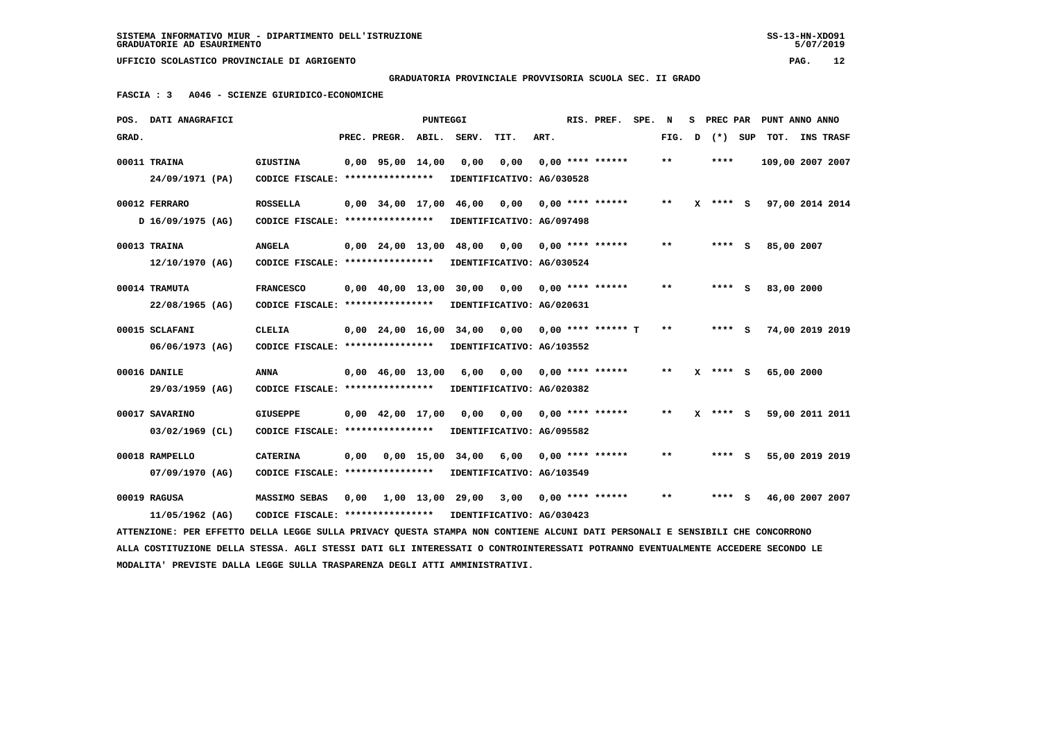SISTEMA INFORMATIVO MIUR - DIPARTIMENTO DELL'ISTRUZIONE
GRADUATORIE AD ESAURIMENTO

UFFICIO SCOLASTICO PROVINCIALE DI AGRIGENTO

**GRADUATORIA PROVINCIALE PROVVISORIA SCUOLA SEC. II GRADO**

**FASCIA : 3 A046 - SCIENZE GIURIDICO-ECONOMICHE**

| POS. GRAD. | DATI ANAGRAFICI | | PREC. | PREGR. | ABIL. | SERV. | TIT. | ART. | RIS. PREF. | SPE. | N FIG. | S D | PREC PAR (*) | SUP | PUNT TOT. | ANNO INS | ANNO TRASF |
|---|---|---|---|---|---|---|---|---|---|---|---|---|---|---|---|---|---|
| 00011 | TRAINA 24/09/1971 (PA) | GIUSTINA CODICE FISCALE: **************** IDENTIFICATIVO: AG/030528 | 0,00 | 95,00 | 14,00 | 0,00 | 0,00 | 0,00 | **** ****** | | ** | | **** | | 109,00 | 2007 | 2007 |
| 00012 | FERRARO D 16/09/1975 (AG) | ROSSELLA CODICE FISCALE: **************** IDENTIFICATIVO: AG/097498 | 0,00 | 34,00 | 17,00 | 46,00 | 0,00 | 0,00 | **** ****** | | ** | X | **** | S | 97,00 | 2014 | 2014 |
| 00013 | TRAINA 12/10/1970 (AG) | ANGELA CODICE FISCALE: **************** IDENTIFICATIVO: AG/030524 | 0,00 | 24,00 | 13,00 | 48,00 | 0,00 | 0,00 | **** ****** | | ** | | **** | S | 85,00 | 2007 | |
| 00014 | TRAMUTA 22/08/1965 (AG) | FRANCESCO CODICE FISCALE: **************** IDENTIFICATIVO: AG/020631 | 0,00 | 40,00 | 13,00 | 30,00 | 0,00 | 0,00 | **** ****** | | ** | | **** | S | 83,00 | 2000 | |
| 00015 | SCLAFANI 06/06/1973 (AG) | CLELIA CODICE FISCALE: **************** IDENTIFICATIVO: AG/103552 | 0,00 | 24,00 | 16,00 | 34,00 | 0,00 | 0,00 | **** ****** T | | ** | | **** | S | 74,00 | 2019 | 2019 |
| 00016 | DANILE 29/03/1959 (AG) | ANNA CODICE FISCALE: **************** IDENTIFICATIVO: AG/020382 | 0,00 | 46,00 | 13,00 | 6,00 | 0,00 | 0,00 | **** ****** | | ** | X | **** | S | 65,00 | 2000 | |
| 00017 | SAVARINO 03/02/1969 (CL) | GIUSEPPE CODICE FISCALE: **************** IDENTIFICATIVO: AG/095582 | 0,00 | 42,00 | 17,00 | 0,00 | 0,00 | 0,00 | **** ****** | | ** | X | **** | S | 59,00 | 2011 | 2011 |
| 00018 | RAMPELLO 07/09/1970 (AG) | CATERINA CODICE FISCALE: **************** IDENTIFICATIVO: AG/103549 | 0,00 | 0,00 | 15,00 | 34,00 | 6,00 | 0,00 | **** ****** | | ** | | **** | S | 55,00 | 2019 | 2019 |
| 00019 | RAGUSA 11/05/1962 (AG) | MASSIMO SEBAS CODICE FISCALE: **************** IDENTIFICATIVO: AG/030423 | 0,00 | 1,00 | 13,00 | 29,00 | 3,00 | 0,00 | **** ****** | | ** | | **** | S | 46,00 | 2007 | 2007 |

ATTENZIONE: PER EFFETTO DELLA LEGGE SULLA PRIVACY QUESTA STAMPA NON CONTIENE ALCUNI DATI PERSONALI E SENSIBILI CHE CONCORRONO ALLA COSTITUZIONE DELLA STESSA. AGLI STESSI DATI GLI INTERESSATI O CONTROINTERESSATI POTRANNO EVENTUALMENTE ACCEDERE SECONDO LE MODALITA' PREVISTE DALLA LEGGE SULLA TRASPARENZA DEGLI ATTI AMMINISTRATIVI.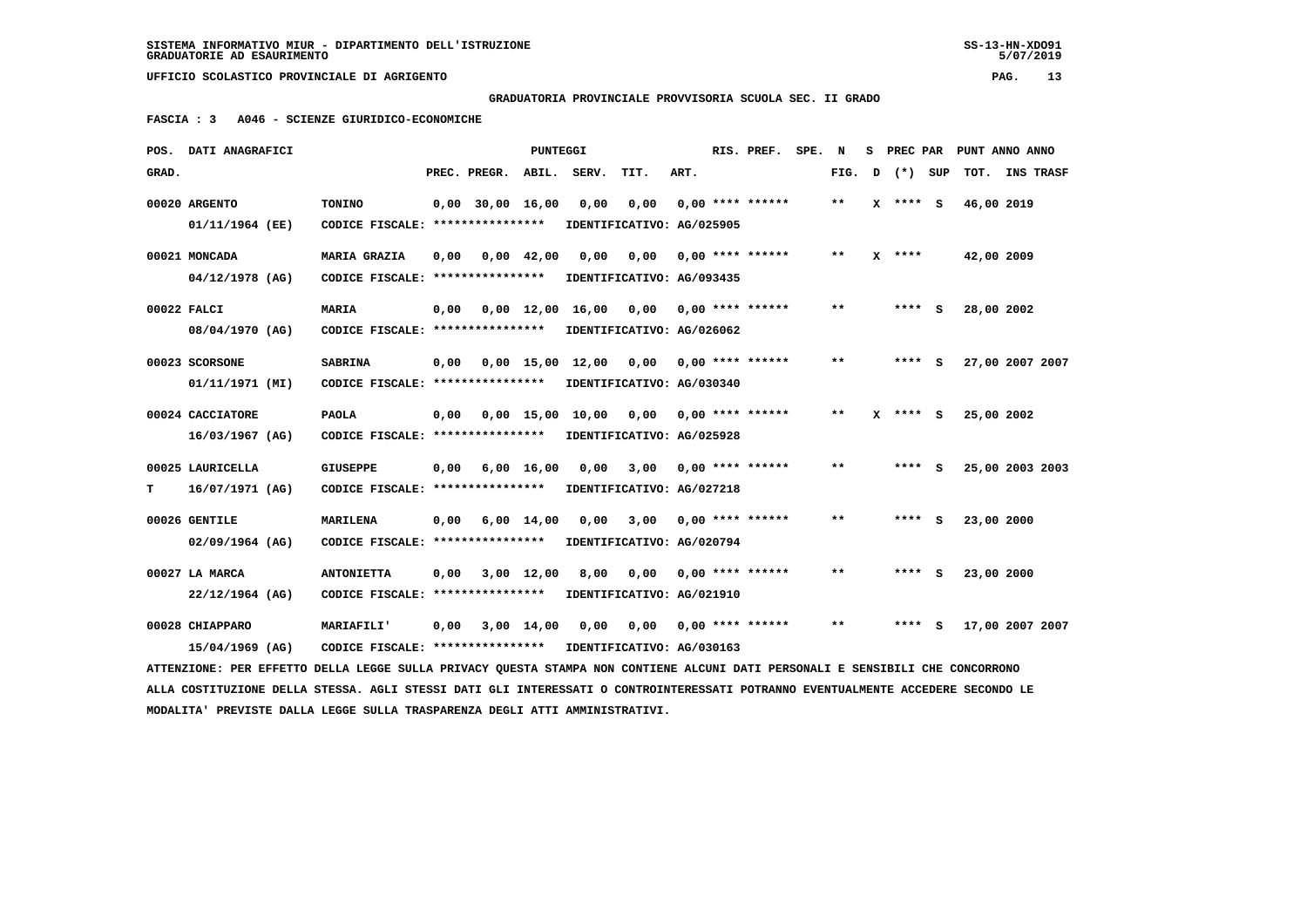SISTEMA INFORMATIVO MIUR - DIPARTIMENTO DELL'ISTRUZIONE
GRADUATORIE AD ESAURIMENTO

UFFICIO SCOLASTICO PROVINCIALE DI AGRIGENTO

GRADUATORIA PROVINCIALE PROVVISORIA SCUOLA SEC. II GRADO

FASCIA : 3 A046 - SCIENZE GIURIDICO-ECONOMICHE

| POS. GRAD. | DATI ANAGRAFICI | | PREC. | PREGR. | ABIL. | SERV. | TIT. | ART. | RIS. PREF. | SPE. | N FIG. | S D | PREC PAR (*) | SUP | PUNT ANNO TOT. | ANNO INS TRASF |
|---|---|---|---|---|---|---|---|---|---|---|---|---|---|---|---|---|
| 00020 | ARGENTO 01/11/1964 (EE) | TONINO CODICE FISCALE: **************** IDENTIFICATIVO: AG/025905 | 0,00 | 30,00 | 16,00 | 0,00 | 0,00 | 0,00 | **** ****** | | ** | X | **** | S | 46,00 | 2019 |
| 00021 | MONCADA 04/12/1978 (AG) | MARIA GRAZIA CODICE FISCALE: **************** IDENTIFICATIVO: AG/093435 | 0,00 | 0,00 | 42,00 | 0,00 | 0,00 | 0,00 | **** ****** | | ** | X | **** | | 42,00 | 2009 |
| 00022 | FALCI 08/04/1970 (AG) | MARIA CODICE FISCALE: **************** IDENTIFICATIVO: AG/026062 | 0,00 | 0,00 | 12,00 | 16,00 | 0,00 | 0,00 | **** ****** | | ** | | **** | S | 28,00 | 2002 |
| 00023 | SCORSONE 01/11/1971 (MI) | SABRINA CODICE FISCALE: **************** IDENTIFICATIVO: AG/030340 | 0,00 | 0,00 | 15,00 | 12,00 | 0,00 | 0,00 | **** ****** | | ** | | **** | S | 27,00 | 2007 2007 |
| 00024 | CACCIATORE 16/03/1967 (AG) | PAOLA CODICE FISCALE: **************** IDENTIFICATIVO: AG/025928 | 0,00 | 0,00 | 15,00 | 10,00 | 0,00 | 0,00 | **** ****** | | ** | X | **** | S | 25,00 | 2002 |
| 00025 T | LAURICELLA 16/07/1971 (AG) | GIUSEPPE CODICE FISCALE: **************** IDENTIFICATIVO: AG/027218 | 0,00 | 6,00 | 16,00 | 0,00 | 3,00 | 0,00 | **** ****** | | ** | | **** | S | 25,00 | 2003 2003 |
| 00026 | GENTILE 02/09/1964 (AG) | MARILENA CODICE FISCALE: **************** IDENTIFICATIVO: AG/020794 | 0,00 | 6,00 | 14,00 | 0,00 | 3,00 | 0,00 | **** ****** | | ** | | **** | S | 23,00 | 2000 |
| 00027 | LA MARCA 22/12/1964 (AG) | ANTONIETTA CODICE FISCALE: **************** IDENTIFICATIVO: AG/021910 | 0,00 | 3,00 | 12,00 | 8,00 | 0,00 | 0,00 | **** ****** | | ** | | **** | S | 23,00 | 2000 |
| 00028 | CHIAPPARO 15/04/1969 (AG) | MARIAFILI' CODICE FISCALE: **************** IDENTIFICATIVO: AG/030163 | 0,00 | 3,00 | 14,00 | 0,00 | 0,00 | 0,00 | **** ****** | | ** | | **** | S | 17,00 | 2007 2007 |

ATTENZIONE: PER EFFETTO DELLA LEGGE SULLA PRIVACY QUESTA STAMPA NON CONTIENE ALCUNI DATI PERSONALI E SENSIBILI CHE CONCORRONO ALLA COSTITUZIONE DELLA STESSA. AGLI STESSI DATI GLI INTERESSATI O CONTROINTERESSATI POTRANNO EVENTUALMENTE ACCEDERE SECONDO LE MODALITA' PREVISTE DALLA LEGGE SULLA TRASPARENZA DEGLI ATTI AMMINISTRATIVI.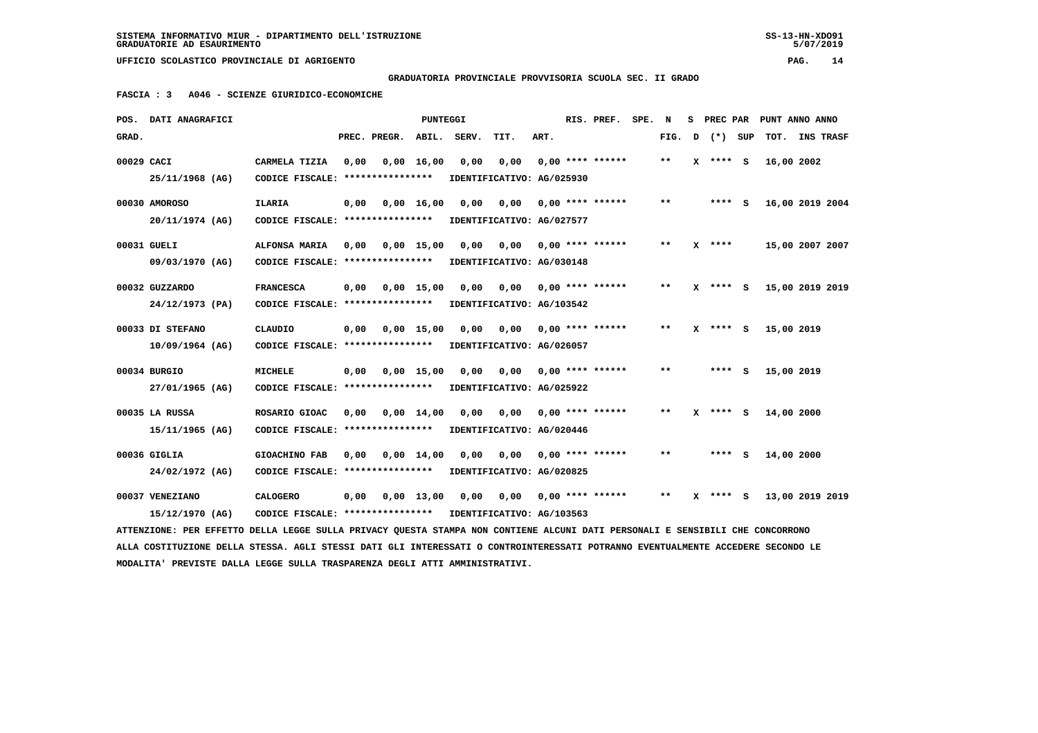SISTEMA INFORMATIVO MIUR - DIPARTIMENTO DELL'ISTRUZIONE
GRADUATORIE AD ESAURIMENTO

UFFICIO SCOLASTICO PROVINCIALE DI AGRIGENTO

GRADUATORIA PROVINCIALE PROVVISORIA SCUOLA SEC. II GRADO

FASCIA : 3 A046 - SCIENZE GIURIDICO-ECONOMICHE

| POS. GRAD. | DATI ANAGRAFICI | | PREC. | PREGR. | ABIL. | SERV. | TIT. | ART. | RIS. PREF. | SPE. | N FIG. | S D | PREC PAR (*) | SUP | PUNT ANNO ANNO TOT. | INS TRASF |
|---|---|---|---|---|---|---|---|---|---|---|---|---|---|---|---|---|
| 00029 | CACI 25/11/1968 (AG) | CARMELA TIZIA CODICE FISCALE: **************** | 0,00 | 0,00 | 16,00 | 0,00 | 0,00 | 0,00 | **** ****** | | ** | X | **** | S | 16,00 2002 | |
| | | IDENTIFICATIVO: AG/025930 | | | | | | | | | | | | | | |
| 00030 | AMOROSO 20/11/1974 (AG) | ILARIA CODICE FISCALE: **************** | 0,00 | 0,00 | 16,00 | 0,00 | 0,00 | 0,00 | **** ****** | | ** | | **** | S | 16,00 2019 2004 | |
| | | IDENTIFICATIVO: AG/027577 | | | | | | | | | | | | | | |
| 00031 | GUELI 09/03/1970 (AG) | ALFONSA MARIA CODICE FISCALE: **************** | 0,00 | 0,00 | 15,00 | 0,00 | 0,00 | 0,00 | **** ****** | | ** | X | **** | | 15,00 2007 2007 | |
| | | IDENTIFICATIVO: AG/030148 | | | | | | | | | | | | | | |
| 00032 | GUZZARDO 24/12/1973 (PA) | FRANCESCA CODICE FISCALE: **************** | 0,00 | 0,00 | 15,00 | 0,00 | 0,00 | 0,00 | **** ****** | | ** | X | **** | S | 15,00 2019 2019 | |
| | | IDENTIFICATIVO: AG/103542 | | | | | | | | | | | | | | |
| 00033 | DI STEFANO 10/09/1964 (AG) | CLAUDIO CODICE FISCALE: **************** | 0,00 | 0,00 | 15,00 | 0,00 | 0,00 | 0,00 | **** ****** | | ** | X | **** | S | 15,00 2019 | |
| | | IDENTIFICATIVO: AG/026057 | | | | | | | | | | | | | | |
| 00034 | BURGIO 27/01/1965 (AG) | MICHELE CODICE FISCALE: **************** | 0,00 | 0,00 | 15,00 | 0,00 | 0,00 | 0,00 | **** ****** | | ** | | **** | S | 15,00 2019 | |
| | | IDENTIFICATIVO: AG/025922 | | | | | | | | | | | | | | |
| 00035 | LA RUSSA 15/11/1965 (AG) | ROSARIO GIOAC CODICE FISCALE: **************** | 0,00 | 0,00 | 14,00 | 0,00 | 0,00 | 0,00 | **** ****** | | ** | X | **** | S | 14,00 2000 | |
| | | IDENTIFICATIVO: AG/020446 | | | | | | | | | | | | | | |
| 00036 | GIGLIA 24/02/1972 (AG) | GIOACHINO FAB CODICE FISCALE: **************** | 0,00 | 0,00 | 14,00 | 0,00 | 0,00 | 0,00 | **** ****** | | ** | | **** | S | 14,00 2000 | |
| | | IDENTIFICATIVO: AG/020825 | | | | | | | | | | | | | | |
| 00037 | VENEZIANO 15/12/1970 (AG) | CALOGERO CODICE FISCALE: **************** | 0,00 | 0,00 | 13,00 | 0,00 | 0,00 | 0,00 | **** ****** | | ** | X | **** | S | 13,00 2019 2019 | |
| | | IDENTIFICATIVO: AG/103563 | | | | | | | | | | | | | | |

ATTENZIONE: PER EFFETTO DELLA LEGGE SULLA PRIVACY QUESTA STAMPA NON CONTIENE ALCUNI DATI PERSONALI E SENSIBILI CHE CONCORRONO ALLA COSTITUZIONE DELLA STESSA. AGLI STESSI DATI GLI INTERESSATI O CONTROINTERESSATI POTRANNO EVENTUALMENTE ACCEDERE SECONDO LE MODALITA' PREVISTE DALLA LEGGE SULLA TRASPARENZA DEGLI ATTI AMMINISTRATIVI.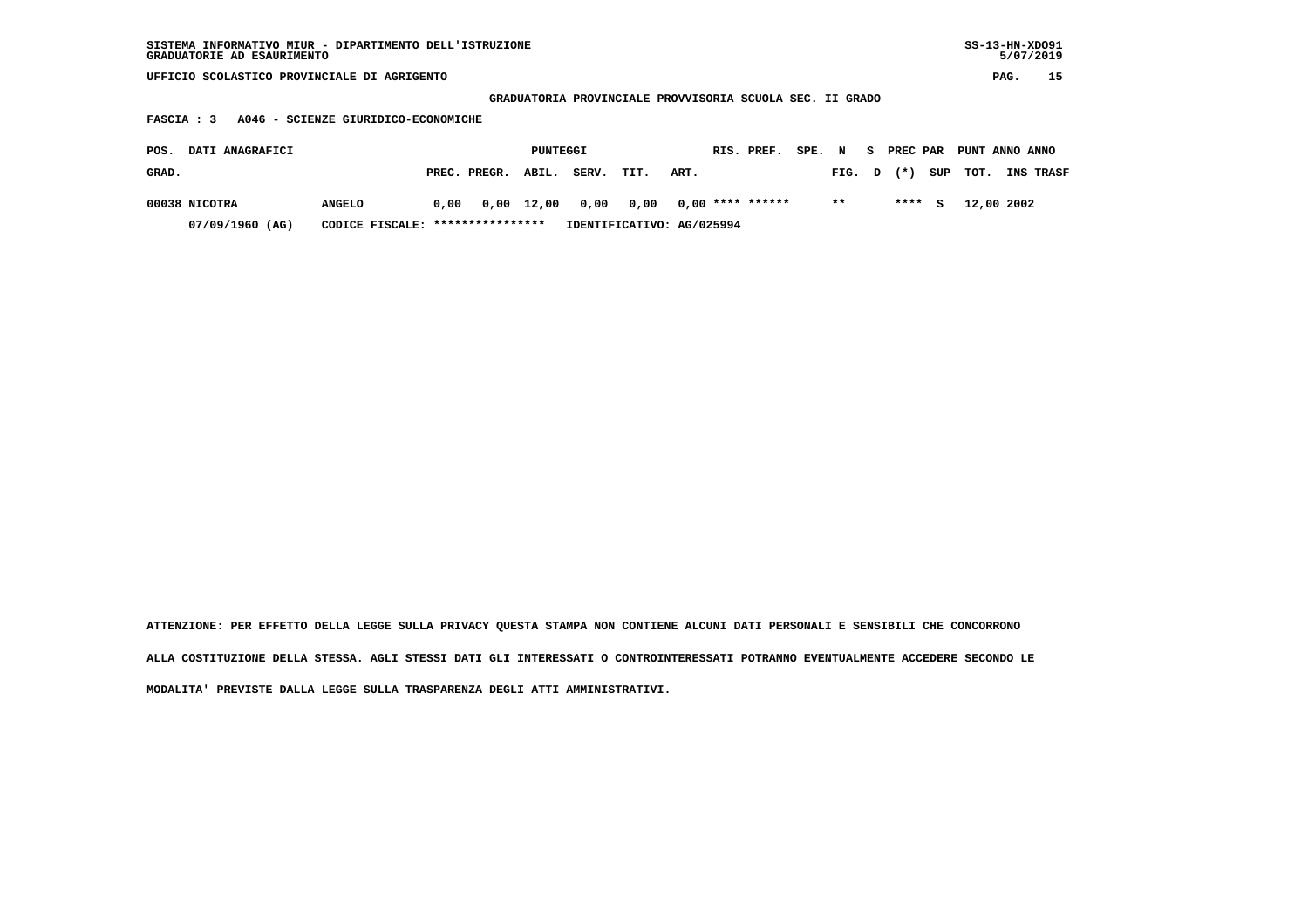GRADUATORIA PROVINCIALE PROVVISORIA SCUOLA SEC. II GRADO

FASCIA : 3 A046 - SCIENZE GIURIDICO-ECONOMICHE

| POS. GRAD. | DATI ANAGRAFICI | | PUNTEGGI PREC. | PREGR. | ABIL. | SERV. | TIT. | ART. | RIS. | PREF. | SPE. | N FIG. | S D | PREC (*) | PAR SUP | PUNT TOT. | ANNO INS | ANNO TRASF |
|---|---|---|---|---|---|---|---|---|---|---|---|---|---|---|---|---|---|---|
| 00038 | NICOTRA | ANGELO | 0,00 | 0,00 | 12,00 | 0,00 | 0,00 | 0,00 | **** | ****** | | ** | | **** | S | 12,00 | 2002 | |
| | 07/09/1960 (AG) | CODICE FISCALE: **************** | IDENTIFICATIVO: AG/025994 | | | | | | | | | | | | | | | |

ATTENZIONE: PER EFFETTO DELLA LEGGE SULLA PRIVACY QUESTA STAMPA NON CONTIENE ALCUNI DATI PERSONALI E SENSIBILI CHE CONCORRONO ALLA COSTITUZIONE DELLA STESSA. AGLI STESSI DATI GLI INTERESSATI O CONTROINTERESSATI POTRANNO EVENTUALMENTE ACCEDERE SECONDO LE MODALITA' PREVISTE DALLA LEGGE SULLA TRASPARENZA DEGLI ATTI AMMINISTRATIVI.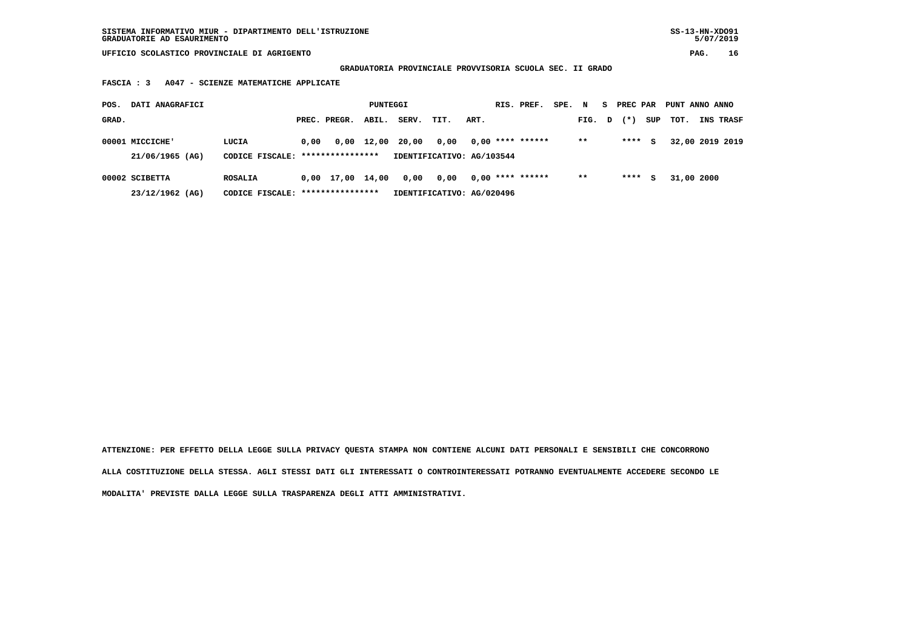SISTEMA INFORMATIVO MIUR - DIPARTIMENTO DELL'ISTRUZIONE
GRADUATORIE AD ESAURIMENTO

UFFICIO SCOLASTICO PROVINCIALE DI AGRIGENTO

**GRADUATORIA PROVINCIALE PROVVISORIA SCUOLA SEC. II GRADO**

**FASCIA : 3 A047 - SCIENZE MATEMATICHE APPLICATE**

| POS. GRAD. | DATI ANAGRAFICI | | PUNTEGGI PREC. | PREGR. | ABIL. | SERV. | TIT. | ART. | RIS. | PREF. | SPE. | N FIG. | S D | PREC PAR (*) | SUP | PUNT TOT. | ANNO INS | ANNO TRASF |
|---|---|---|---|---|---|---|---|---|---|---|---|---|---|---|---|---|---|---|
| 00001 | MICCICHE' 21/06/1965 (AG) | LUCIA CODICE FISCALE: **************** | 0,00 | 0,00 | 12,00 | 20,00 | 0,00 | 0,00 | **** | ****** | | ** | | **** | S | 32,00 | 2019 | 2019 |
| | | IDENTIFICATIVO: AG/103544 | | | | | | | | | | | | | | | | |
| 00002 | SCIBETTA 23/12/1962 (AG) | ROSALIA CODICE FISCALE: **************** | 0,00 | 17,00 | 14,00 | 0,00 | 0,00 | 0,00 | **** | ****** | | ** | | **** | S | 31,00 | 2000 | |
| | | IDENTIFICATIVO: AG/020496 | | | | | | | | | | | | | | | | |

**ATTENZIONE: PER EFFETTO DELLA LEGGE SULLA PRIVACY QUESTA STAMPA NON CONTIENE ALCUNI DATI PERSONALI E SENSIBILI CHE CONCORRONO ALLA COSTITUZIONE DELLA STESSA. AGLI STESSI DATI GLI INTERESSATI O CONTROINTERESSATI POTRANNO EVENTUALMENTE ACCEDERE SECONDO LE MODALITA' PREVISTE DALLA LEGGE SULLA TRASPARENZA DEGLI ATTI AMMINISTRATIVI.**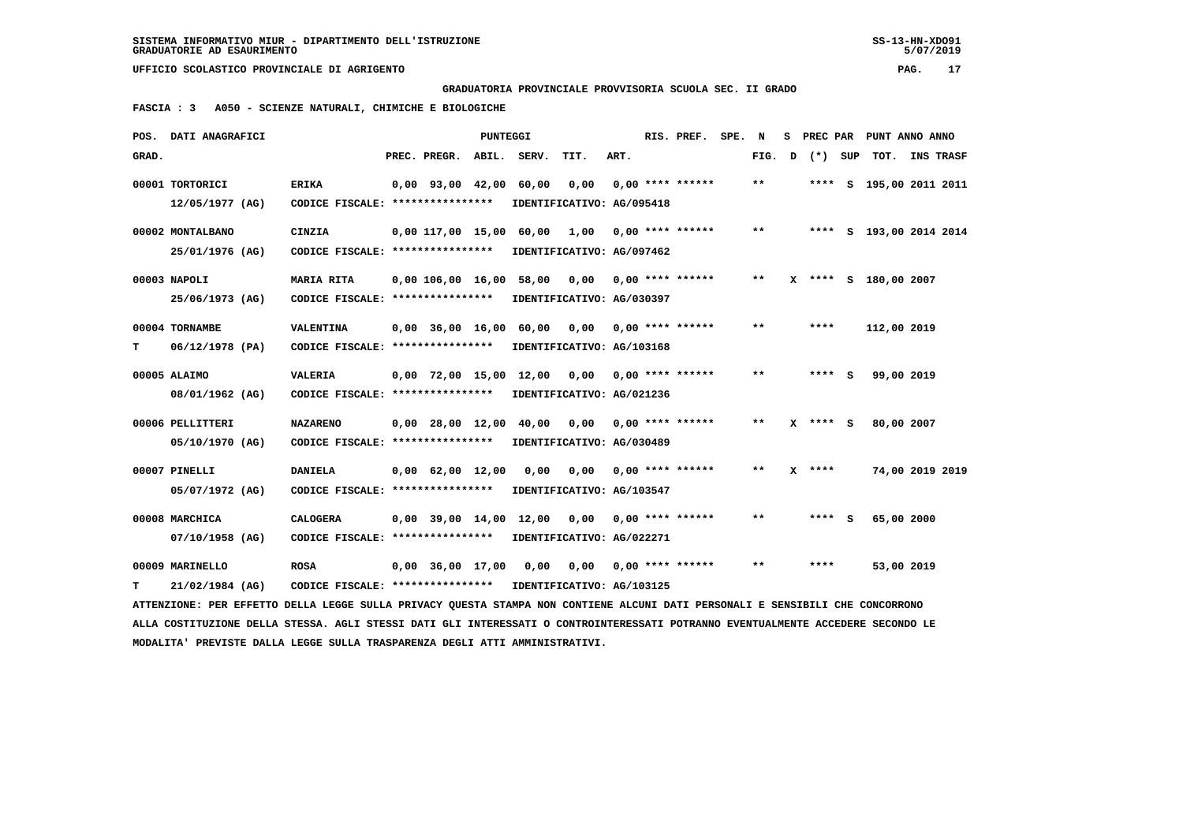SISTEMA INFORMATIVO MIUR - DIPARTIMENTO DELL'ISTRUZIONE
GRADUATORIE AD ESAURIMENTO

UFFICIO SCOLASTICO PROVINCIALE DI AGRIGENTO

GRADUATORIA PROVINCIALE PROVVISORIA SCUOLA SEC. II GRADO

FASCIA : 3   A050 - SCIENZE NATURALI, CHIMICHE E BIOLOGICHE

| POS. GRAD. | DATI ANAGRAFICI | | PREC. | PREGR. | ABIL. | SERV. | TIT. | ART. | RIS. PREF. | SPE. | N FIG. | S D | PREC PAR (*) | SUP | PUNT TOT. | ANNO INS | ANNO TRASF |
|---|---|---|---|---|---|---|---|---|---|---|---|---|---|---|---|---|---|
| 00001 | TORTORICI 12/05/1977 (AG) | ERIKA CODICE FISCALE: **************** IDENTIFICATIVO: AG/095418 | 0,00 | 93,00 | 42,00 | 60,00 | 0,00 | 0,00 | **** ****** | | ** | | **** | S | 195,00 | 2011 | 2011 |
| 00002 | MONTALBANO 25/01/1976 (AG) | CINZIA CODICE FISCALE: **************** IDENTIFICATIVO: AG/097462 | 0,00 | 117,00 | 15,00 | 60,00 | 1,00 | 0,00 | **** ****** | | ** | | **** | S | 193,00 | 2014 | 2014 |
| 00003 | NAPOLI 25/06/1973 (AG) | MARIA RITA CODICE FISCALE: **************** IDENTIFICATIVO: AG/030397 | 0,00 | 106,00 | 16,00 | 58,00 | 0,00 | 0,00 | **** ****** | | ** | X | **** | S | 180,00 | 2007 | |
| 00004 | TORNAMBE T 06/12/1978 (PA) | VALENTINA CODICE FISCALE: **************** IDENTIFICATIVO: AG/103168 | 0,00 | 36,00 | 16,00 | 60,00 | 0,00 | 0,00 | **** ****** | | ** | | **** | | 112,00 | 2019 | |
| 00005 | ALAIMO 08/01/1962 (AG) | VALERIA CODICE FISCALE: **************** IDENTIFICATIVO: AG/021236 | 0,00 | 72,00 | 15,00 | 12,00 | 0,00 | 0,00 | **** ****** | | ** | | **** | S | 99,00 | 2019 | |
| 00006 | PELLITTERI 05/10/1970 (AG) | NAZARENO CODICE FISCALE: **************** IDENTIFICATIVO: AG/030489 | 0,00 | 28,00 | 12,00 | 40,00 | 0,00 | 0,00 | **** ****** | | ** | X | **** | S | 80,00 | 2007 | |
| 00007 | PINELLI 05/07/1972 (AG) | DANIELA CODICE FISCALE: **************** IDENTIFICATIVO: AG/103547 | 0,00 | 62,00 | 12,00 | 0,00 | 0,00 | 0,00 | **** ****** | | ** | X | **** | | 74,00 | 2019 | 2019 |
| 00008 | MARCHICA 07/10/1958 (AG) | CALOGERA CODICE FISCALE: **************** IDENTIFICATIVO: AG/022271 | 0,00 | 39,00 | 14,00 | 12,00 | 0,00 | 0,00 | **** ****** | | ** | | **** | S | 65,00 | 2000 | |
| 00009 | MARINELLO T 21/02/1984 (AG) | ROSA CODICE FISCALE: **************** IDENTIFICATIVO: AG/103125 | 0,00 | 36,00 | 17,00 | 0,00 | 0,00 | 0,00 | **** ****** | | ** | | **** | | 53,00 | 2019 | |

ATTENZIONE: PER EFFETTO DELLA LEGGE SULLA PRIVACY QUESTA STAMPA NON CONTIENE ALCUNI DATI PERSONALI E SENSIBILI CHE CONCORRONO ALLA COSTITUZIONE DELLA STESSA. AGLI STESSI DATI GLI INTERESSATI O CONTROINTERESSATI POTRANNO EVENTUALMENTE ACCEDERE SECONDO LE MODALITA' PREVISTE DALLA LEGGE SULLA TRASPARENZA DEGLI ATTI AMMINISTRATIVI.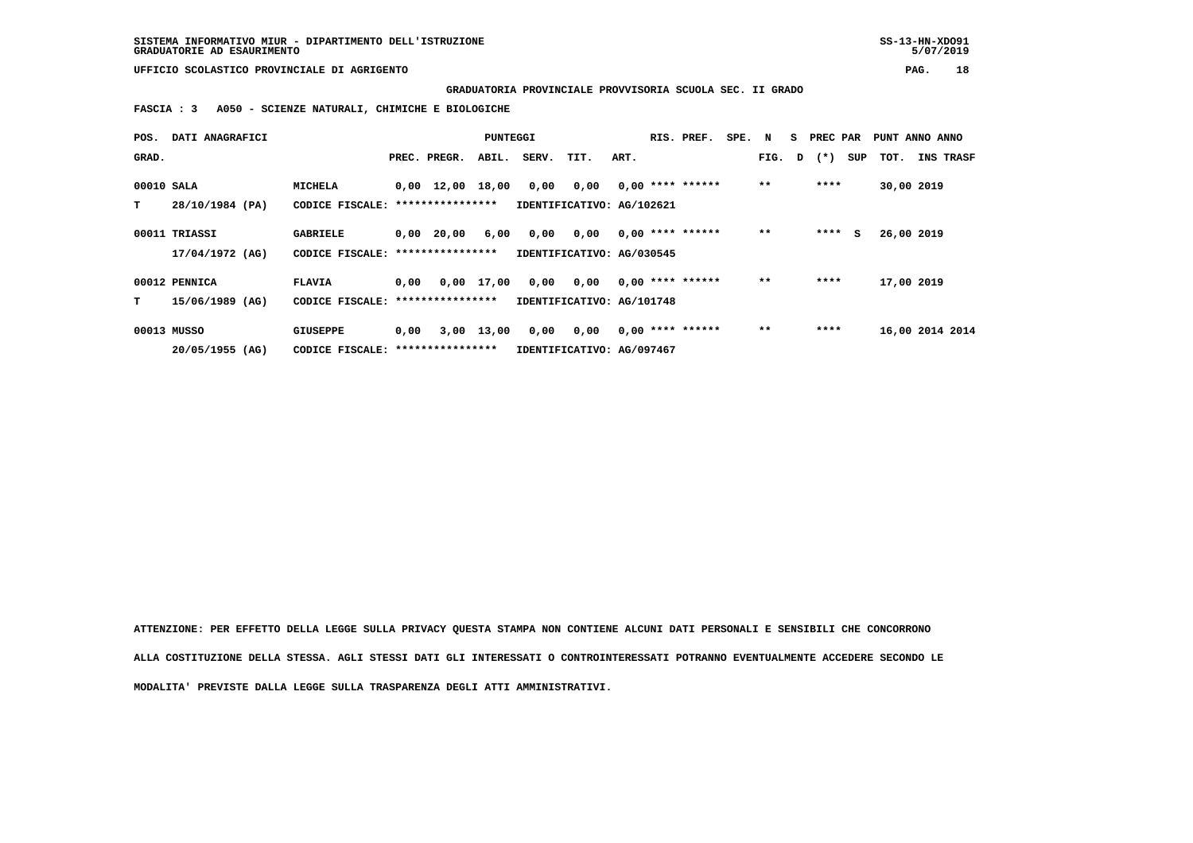**GRADUATORIA PROVINCIALE PROVVISORIA SCUOLA SEC. II GRADO**

**FASCIA : 3   A050 - SCIENZE NATURALI, CHIMICHE E BIOLOGICHE**

| POS. GRAD. | DATI ANAGRAFICI | | PREC. | PREGR. | ABIL. | SERV. | TIT. | ART. | RIS. | PREF. | SPE. | N FIG. | S D | PREC PAR (*) | SUP | PUNT TOT. | ANNO INS | ANNO TRASF |
|---|---|---|---|---|---|---|---|---|---|---|---|---|---|---|---|---|---|---|
| 00010 | SALA | MICHELA | 0,00 | 12,00 | 18,00 | 0,00 | 0,00 | 0,00 | **** | ****** | | ** | | **** | | 30,00 | 2019 | |
| T | 28/10/1984 (PA) | CODICE FISCALE: **************** | IDENTIFICATIVO: AG/102621 | | | | | | | | | | | | | | | |
| 00011 | TRIASSI | GABRIELE | 0,00 | 20,00 | 6,00 | 0,00 | 0,00 | 0,00 | **** | ****** | | ** | | **** | S | 26,00 | 2019 | |
| | 17/04/1972 (AG) | CODICE FISCALE: **************** | IDENTIFICATIVO: AG/030545 | | | | | | | | | | | | | | | |
| 00012 | PENNICA | FLAVIA | 0,00 | 0,00 | 17,00 | 0,00 | 0,00 | 0,00 | **** | ****** | | ** | | **** | | 17,00 | 2019 | |
| T | 15/06/1989 (AG) | CODICE FISCALE: **************** | IDENTIFICATIVO: AG/101748 | | | | | | | | | | | | | | | |
| 00013 | MUSSO | GIUSEPPE | 0,00 | 3,00 | 13,00 | 0,00 | 0,00 | 0,00 | **** | ****** | | ** | | **** | | 16,00 | 2014 | 2014 |
| | 20/05/1955 (AG) | CODICE FISCALE: **************** | IDENTIFICATIVO: AG/097467 | | | | | | | | | | | | | | | |

ATTENZIONE: PER EFFETTO DELLA LEGGE SULLA PRIVACY QUESTA STAMPA NON CONTIENE ALCUNI DATI PERSONALI E SENSIBILI CHE CONCORRONO ALLA COSTITUZIONE DELLA STESSA. AGLI STESSI DATI GLI INTERESSATI O CONTROINTERESSATI POTRANNO EVENTUALMENTE ACCEDERE SECONDO LE MODALITA' PREVISTE DALLA LEGGE SULLA TRASPARENZA DEGLI ATTI AMMINISTRATIVI.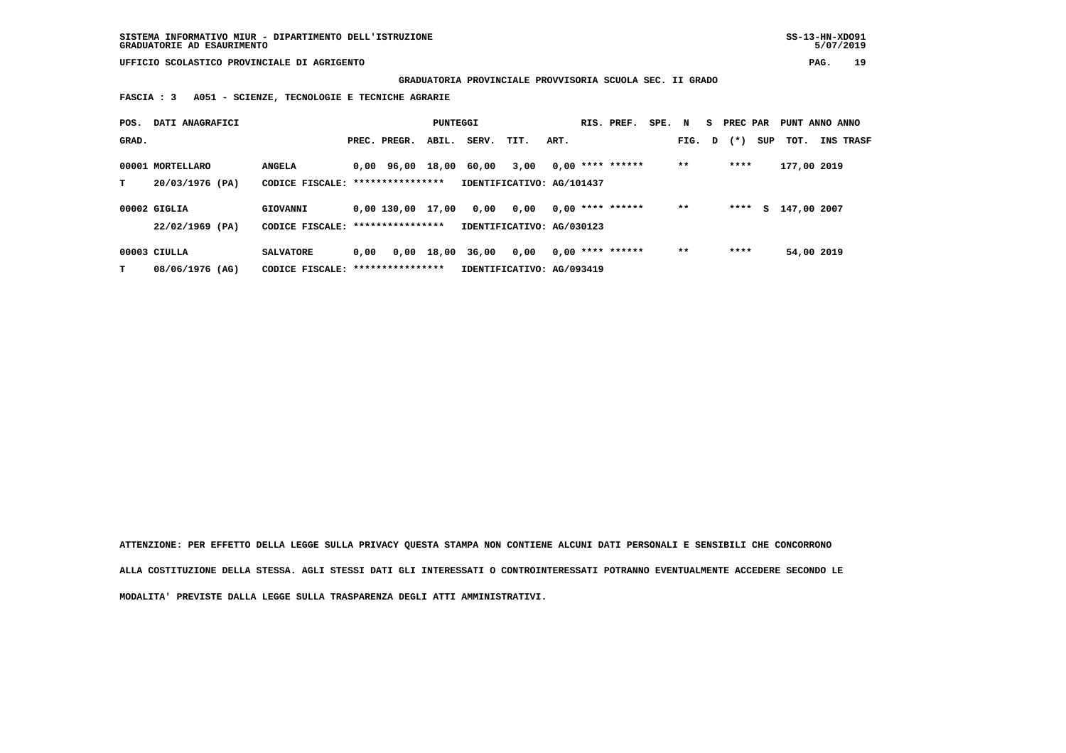SISTEMA INFORMATIVO MIUR - DIPARTIMENTO DELL'ISTRUZIONE
GRADUATORIE AD ESAURIMENTO

UFFICIO SCOLASTICO PROVINCIALE DI AGRIGENTO

**GRADUATORIA PROVINCIALE PROVVISORIA SCUOLA SEC. II GRADO**

**FASCIA : 3 A051 - SCIENZE, TECNOLOGIE E TECNICHE AGRARIE**

| POS. GRAD. | DATI ANAGRAFICI | | PREC. | PREGR. | ABIL. | SERV. | TIT. | ART. | RIS. | PREF. | SPE. | N FIG. | S D | PREC PAR (*) | SUP | PUNT TOT. | ANNO INS | ANNO TRASF |
|---|---|---|---|---|---|---|---|---|---|---|---|---|---|---|---|---|---|---|
| 00001 | MORTELLARO | ANGELA | 0,00 | 96,00 | 18,00 | 60,00 | 3,00 | 0,00 | **** | ****** | | ** | | **** | | 177,00 | 2019 | |
| T | 20/03/1976 (PA) | CODICE FISCALE: **************** | IDENTIFICATIVO: AG/101437 | | | | | | | | | | | | | | | |
| 00002 | GIGLIA | GIOVANNI | 0,00 | 130,00 | 17,00 | 0,00 | 0,00 | 0,00 | **** | ****** | | ** | | **** | S | 147,00 | 2007 | |
| | 22/02/1969 (PA) | CODICE FISCALE: **************** | IDENTIFICATIVO: AG/030123 | | | | | | | | | | | | | | | |
| 00003 | CIULLA | SALVATORE | 0,00 | 0,00 | 18,00 | 36,00 | 0,00 | 0,00 | **** | ****** | | ** | | **** | | 54,00 | 2019 | |
| T | 08/06/1976 (AG) | CODICE FISCALE: **************** | IDENTIFICATIVO: AG/093419 | | | | | | | | | | | | | | | |

ATTENZIONE: PER EFFETTO DELLA LEGGE SULLA PRIVACY QUESTA STAMPA NON CONTIENE ALCUNI DATI PERSONALI E SENSIBILI CHE CONCORRONO ALLA COSTITUZIONE DELLA STESSA. AGLI STESSI DATI GLI INTERESSATI O CONTROINTERESSATI POTRANNO EVENTUALMENTE ACCEDERE SECONDO LE MODALITA' PREVISTE DALLA LEGGE SULLA TRASPARENZA DEGLI ATTI AMMINISTRATIVI.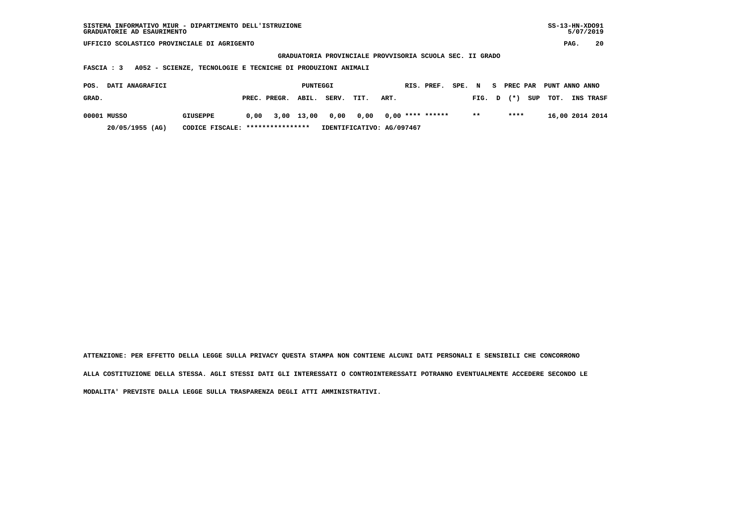SISTEMA INFORMATIVO MIUR - DIPARTIMENTO DELL'ISTRUZIONE
GRADUATORIE AD ESAURIMENTO

UFFICIO SCOLASTICO PROVINCIALE DI AGRIGENTO

**GRADUATORIA PROVINCIALE PROVVISORIA SCUOLA SEC. II GRADO**

**FASCIA : 3 A052 - SCIENZE, TECNOLOGIE E TECNICHE DI PRODUZIONI ANIMALI**

| POS. GRAD. | DATI ANAGRAFICI | | PREC. | PREGR. | ABIL. | SERV. | TIT. | ART. | RIS. | PREF. | SPE. | N FIG. | S D | PREC PAR (*) | SUP | PUNT TOT. | ANNO INS | ANNO TRASF |
|---|---|---|---|---|---|---|---|---|---|---|---|---|---|---|---|---|---|---|
| 00001 | MUSSO | GIUSEPPE | 0,00 | 3,00 | 13,00 | 0,00 | 0,00 | 0,00 | **** | ****** | | ** | | **** | | 16,00 | 2014 | 2014 |
| | 20/05/1955 (AG) | CODICE FISCALE: **************** | IDENTIFICATIVO: AG/097467 | | | | | | | | | | | | | | | |

ATTENZIONE: PER EFFETTO DELLA LEGGE SULLA PRIVACY QUESTA STAMPA NON CONTIENE ALCUNI DATI PERSONALI E SENSIBILI CHE CONCORRONO ALLA COSTITUZIONE DELLA STESSA. AGLI STESSI DATI GLI INTERESSATI O CONTROINTERESSATI POTRANNO EVENTUALMENTE ACCEDERE SECONDO LE MODALITA' PREVISTE DALLA LEGGE SULLA TRASPARENZA DEGLI ATTI AMMINISTRATIVI.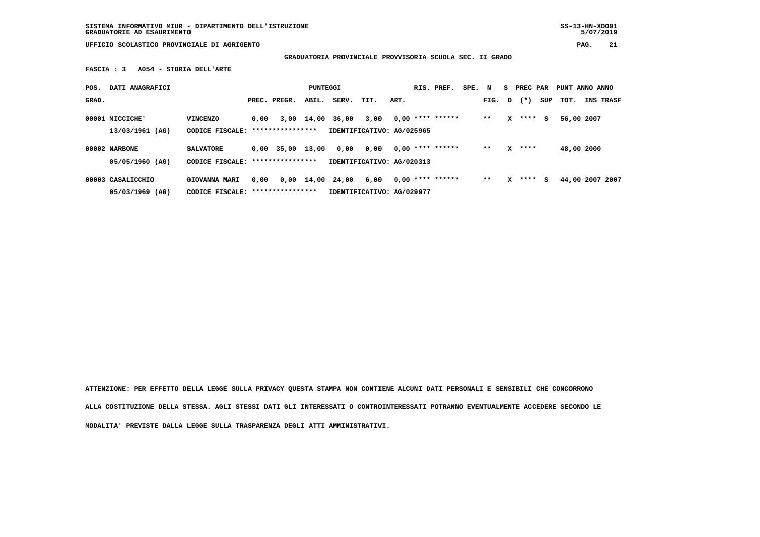SISTEMA INFORMATIVO MIUR - DIPARTIMENTO DELL'ISTRUZIONE
GRADUATORIE AD ESAURIMENTO

UFFICIO SCOLASTICO PROVINCIALE DI AGRIGENTO

**GRADUATORIA PROVINCIALE PROVVISORIA SCUOLA SEC. II GRADO**

**FASCIA : 3 A054 - STORIA DELL'ARTE**

| POS. GRAD. | DATI ANAGRAFICI | | PREC. | PREGR. | ABIL. | SERV. | TIT. | ART. | RIS. PREF. | SPE. | N FIG. | S D | PREC PAR (*) | SUP | PUNT TOT. | ANNO INS | ANNO TRASF |
|---|---|---|---|---|---|---|---|---|---|---|---|---|---|---|---|---|---|
| 00001 | MICCICHE' | VINCENZO | 0,00 | 3,00 | 14,00 | 36,00 | 3,00 | 0,00 | **** ****** | | ** | X | **** | S | 56,00 | 2007 | |
| | 13/03/1961 (AG) | CODICE FISCALE: **************** | | | | IDENTIFICATIVO: AG/025965 | | | | | | | | | | | |
| 00002 | NARBONE | SALVATORE | 0,00 | 35,00 | 13,00 | 0,00 | 0,00 | 0,00 | **** ****** | | ** | X | **** | | 48,00 | 2000 | |
| | 05/05/1960 (AG) | CODICE FISCALE: **************** | | | | IDENTIFICATIVO: AG/020313 | | | | | | | | | | | |
| 00003 | CASALICCHIO | GIOVANNA MARI | 0,00 | 0,00 | 14,00 | 24,00 | 6,00 | 0,00 | **** ****** | | ** | X | **** | S | 44,00 | 2007 | 2007 |
| | 05/03/1969 (AG) | CODICE FISCALE: **************** | | | | IDENTIFICATIVO: AG/029977 | | | | | | | | | | | |

ATTENZIONE: PER EFFETTO DELLA LEGGE SULLA PRIVACY QUESTA STAMPA NON CONTIENE ALCUNI DATI PERSONALI E SENSIBILI CHE CONCORRONO ALLA COSTITUZIONE DELLA STESSA. AGLI STESSI DATI GLI INTERESSATI O CONTROINTERESSATI POTRANNO EVENTUALMENTE ACCEDERE SECONDO LE MODALITA' PREVISTE DALLA LEGGE SULLA TRASPARENZA DEGLI ATTI AMMINISTRATIVI.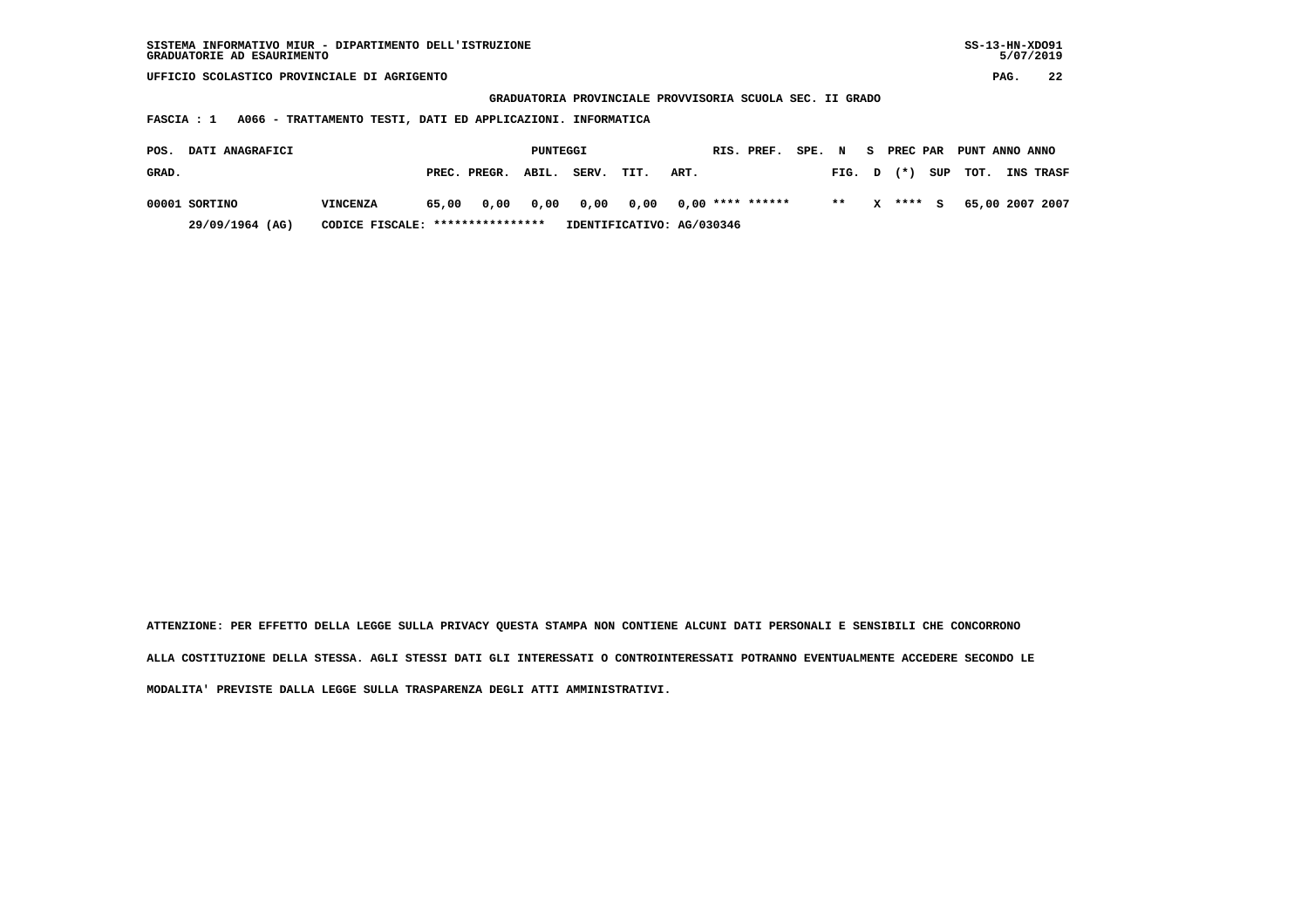SISTEMA INFORMATIVO MIUR - DIPARTIMENTO DELL'ISTRUZIONE
GRADUATORIE AD ESAURIMENTO

UFFICIO SCOLASTICO PROVINCIALE DI AGRIGENTO

**GRADUATORIA PROVINCIALE PROVVISORIA SCUOLA SEC. II GRADO**

**FASCIA : 1 A066 - TRATTAMENTO TESTI, DATI ED APPLICAZIONI. INFORMATICA**

| POS. GRAD. | DATI ANAGRAFICI | | PREC. | PREGR. | ABIL. | SERV. | TIT. | ART. | RIS. | PREF. | SPE. | N FIG. | S D | PREC (*) | PAR SUP | PUNT TOT. | ANNO INS | ANNO TRASF |
|---|---|---|---|---|---|---|---|---|---|---|---|---|---|---|---|---|---|---|
| 00001 | SORTINO | VINCENZA | 65,00 | 0,00 | 0,00 | 0,00 | 0,00 | 0,00 | **** | ****** | | ** | X | **** | S | 65,00 | 2007 | 2007 |
| | 29/09/1964 (AG) | CODICE FISCALE: **************** | IDENTIFICATIVO: AG/030346 | | | | | | | | | | | | | | | |

ATTENZIONE: PER EFFETTO DELLA LEGGE SULLA PRIVACY QUESTA STAMPA NON CONTIENE ALCUNI DATI PERSONALI E SENSIBILI CHE CONCORRONO ALLA COSTITUZIONE DELLA STESSA. AGLI STESSI DATI GLI INTERESSATI O CONTROINTERESSATI POTRANNO EVENTUALMENTE ACCEDERE SECONDO LE MODALITA' PREVISTE DALLA LEGGE SULLA TRASPARENZA DEGLI ATTI AMMINISTRATIVI.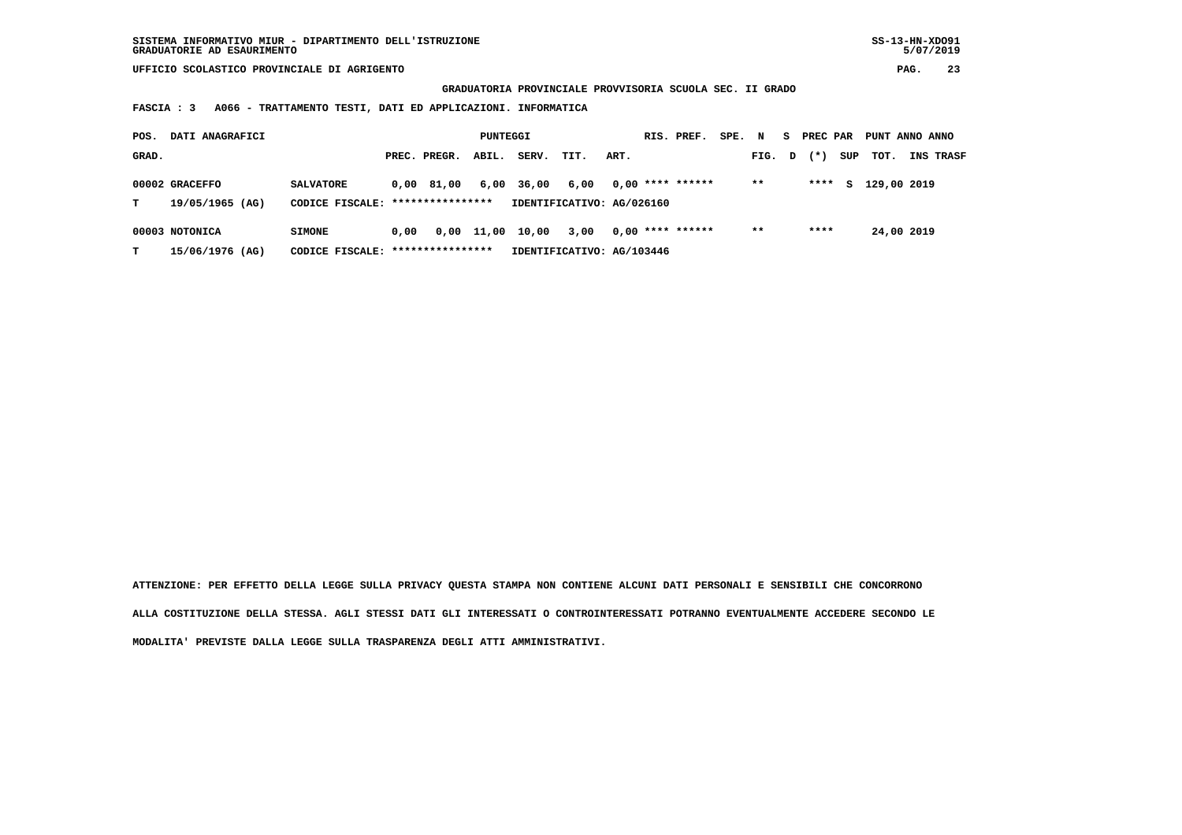SISTEMA INFORMATIVO MIUR - DIPARTIMENTO DELL'ISTRUZIONE
GRADUATORIE AD ESAURIMENTO

UFFICIO SCOLASTICO PROVINCIALE DI AGRIGENTO

**GRADUATORIA PROVINCIALE PROVVISORIA SCUOLA SEC. II GRADO**

**FASCIA : 3 A066 - TRATTAMENTO TESTI, DATI ED APPLICAZIONI. INFORMATICA**

| POS. GRAD. | DATI ANAGRAFICI | | PREC. | PREGR. | ABIL. | SERV. | TIT. | ART. | RIS. | PREF. | SPE. | N FIG. | S D | PREC PAR (*) | SUP | PUNT TOT. | ANNO INS | ANNO TRASF |
|---|---|---|---|---|---|---|---|---|---|---|---|---|---|---|---|---|---|---|
| 00002 | GRACEFFO | SALVATORE | 0,00 | 81,00 | 6,00 | 36,00 | 6,00 | 0,00 | **** | ****** | | ** | | **** | S | 129,00 | 2019 | |
| T | 19/05/1965 (AG) | CODICE FISCALE: **************** | IDENTIFICATIVO: AG/026160 | | | | | | | | | | | | | | | |
| 00003 | NOTONICA | SIMONE | 0,00 | 0,00 | 11,00 | 10,00 | 3,00 | 0,00 | **** | ****** | | ** | | **** | | 24,00 | 2019 | |
| T | 15/06/1976 (AG) | CODICE FISCALE: **************** | IDENTIFICATIVO: AG/103446 | | | | | | | | | | | | | | | |

**ATTENZIONE: PER EFFETTO DELLA LEGGE SULLA PRIVACY QUESTA STAMPA NON CONTIENE ALCUNI DATI PERSONALI E SENSIBILI CHE CONCORRONO ALLA COSTITUZIONE DELLA STESSA. AGLI STESSI DATI GLI INTERESSATI O CONTROINTERESSATI POTRANNO EVENTUALMENTE ACCEDERE SECONDO LE MODALITA' PREVISTE DALLA LEGGE SULLA TRASPARENZA DEGLI ATTI AMMINISTRATIVI.**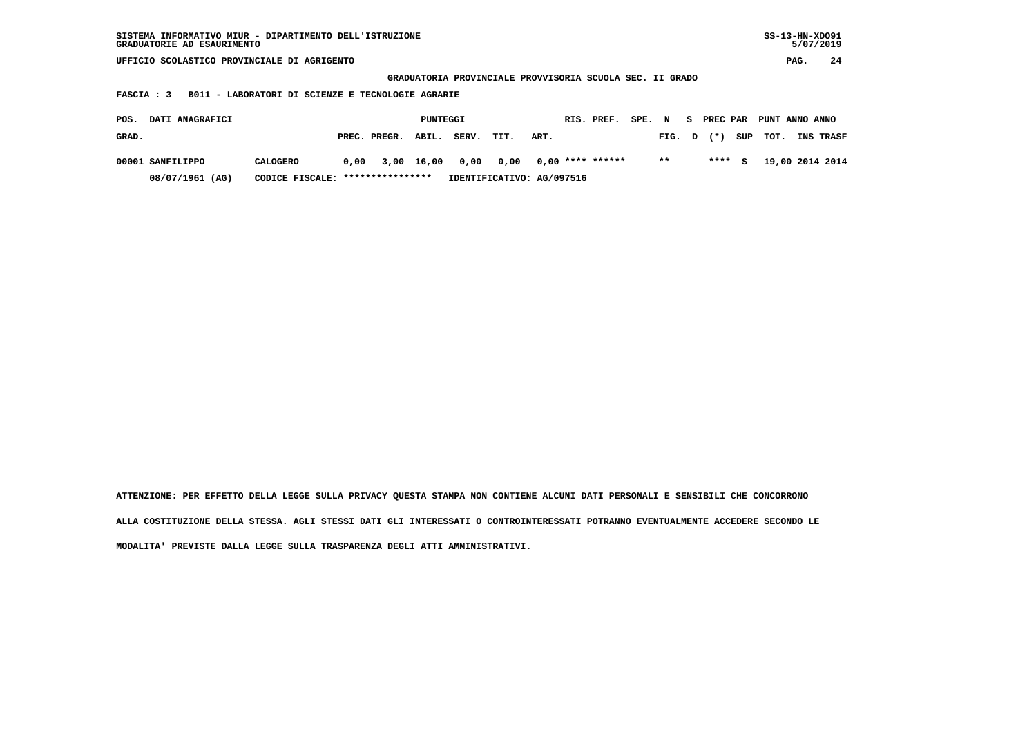SISTEMA INFORMATIVO MIUR - DIPARTIMENTO DELL'ISTRUZIONE
GRADUATORIE AD ESAURIMENTO

UFFICIO SCOLASTICO PROVINCIALE DI AGRIGENTO

GRADUATORIA PROVINCIALE PROVVISORIA SCUOLA SEC. II GRADO

FASCIA : 3  B011 - LABORATORI DI SCIENZE E TECNOLOGIE AGRARIE

| POS. GRAD. | DATI ANAGRAFICI | | PREC. | PREGR. | ABIL. | SERV. | TIT. | ART. | RIS. | PREF. | SPE. | N FIG. | S D | PREC (*) | PAR SUP | PUNT TOT. | ANNO INS | ANNO TRASF |
|---|---|---|---|---|---|---|---|---|---|---|---|---|---|---|---|---|---|---|
| 00001 | SANFILIPPO | CALOGERO | 0,00 | 3,00 | 16,00 | 0,00 | 0,00 | 0,00 | **** | ****** | | ** | | **** | S | 19,00 | 2014 | 2014 |
| | 08/07/1961 (AG) | CODICE FISCALE: **************** | IDENTIFICATIVO: AG/097516 | | | | | | | | | | | | | | | |

ATTENZIONE: PER EFFETTO DELLA LEGGE SULLA PRIVACY QUESTA STAMPA NON CONTIENE ALCUNI DATI PERSONALI E SENSIBILI CHE CONCORRONO ALLA COSTITUZIONE DELLA STESSA. AGLI STESSI DATI GLI INTERESSATI O CONTROINTERESSATI POTRANNO EVENTUALMENTE ACCEDERE SECONDO LE MODALITA' PREVISTE DALLA LEGGE SULLA TRASPARENZA DEGLI ATTI AMMINISTRATIVI.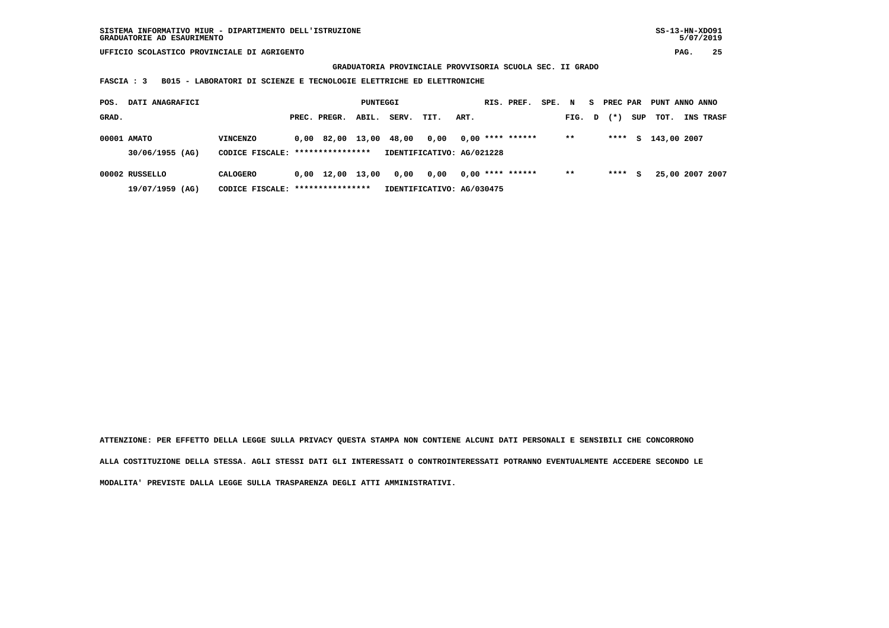SISTEMA INFORMATIVO MIUR - DIPARTIMENTO DELL'ISTRUZIONE
GRADUATORIE AD ESAURIMENTO

SS-13-HN-XDO91
5/07/2019

UFFICIO SCOLASTICO PROVINCIALE DI AGRIGENTO

**GRADUATORIA PROVINCIALE PROVVISORIA SCUOLA SEC. II GRADO**

**FASCIA : 3 B015 - LABORATORI DI SCIENZE E TECNOLOGIE ELETTRICHE ED ELETTRONICHE**

| POS. GRAD. | DATI ANAGRAFICI | | PREC. | PREGR. | ABIL. | SERV. | TIT. | ART. | RIS. | PREF. | SPE. N FIG. | S D | PREC PAR (*) | SUP | PUNT TOT. | ANNO INS | ANNO TRASF |
|---|---|---|---|---|---|---|---|---|---|---|---|---|---|---|---|---|---|
| 00001 | AMATO | VINCENZO | 0,00 | 82,00 | 13,00 | 48,00 | 0,00 | 0,00 | **** | ****** | ** | | **** | S | 143,00 | 2007 | |
| | 30/06/1955 (AG) | CODICE FISCALE: **************** | IDENTIFICATIVO: AG/021228 | | | | | | | | | | | | | | |
| 00002 | RUSSELLO | CALOGERO | 0,00 | 12,00 | 13,00 | 0,00 | 0,00 | 0,00 | **** | ****** | ** | | **** | S | 25,00 | 2007 | 2007 |
| | 19/07/1959 (AG) | CODICE FISCALE: **************** | IDENTIFICATIVO: AG/030475 | | | | | | | | | | | | | | |

**ATTENZIONE: PER EFFETTO DELLA LEGGE SULLA PRIVACY QUESTA STAMPA NON CONTIENE ALCUNI DATI PERSONALI E SENSIBILI CHE CONCORRONO ALLA COSTITUZIONE DELLA STESSA. AGLI STESSI DATI GLI INTERESSATI O CONTROINTERESSATI POTRANNO EVENTUALMENTE ACCEDERE SECONDO LE MODALITA' PREVISTE DALLA LEGGE SULLA TRASPARENZA DEGLI ATTI AMMINISTRATIVI.**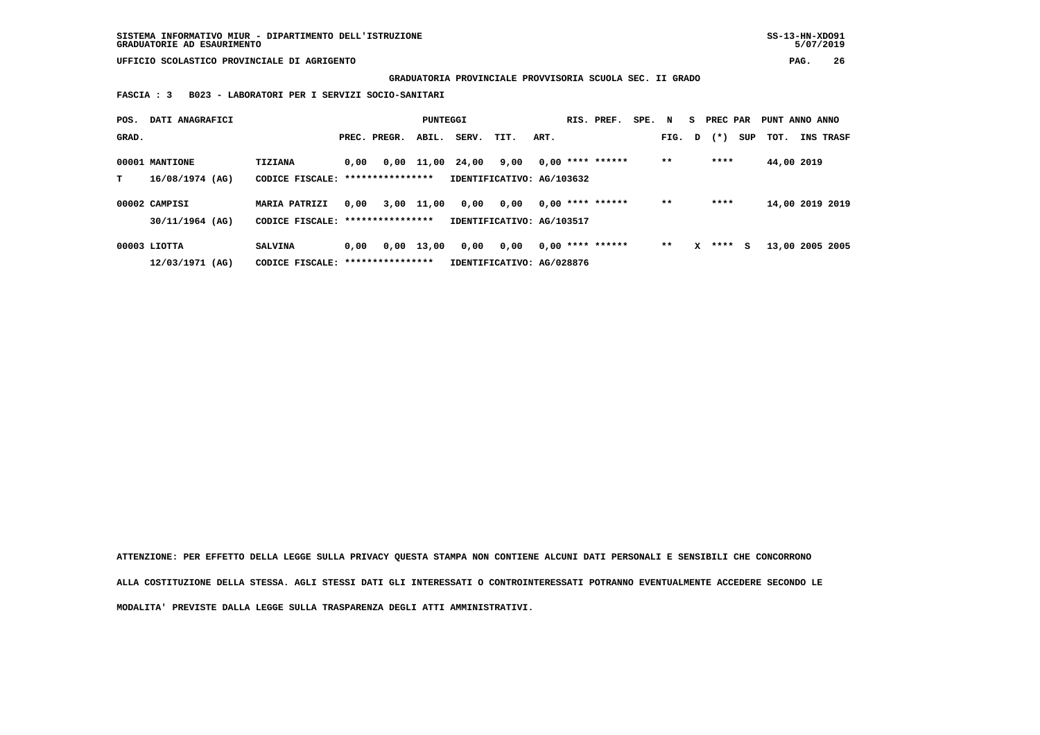SISTEMA INFORMATIVO MIUR - DIPARTIMENTO DELL'ISTRUZIONE
GRADUATORIE AD ESAURIMENTO

SS-13-HN-XDO91
5/07/2019

UFFICIO SCOLASTICO PROVINCIALE DI AGRIGENTO

**GRADUATORIA PROVINCIALE PROVVISORIA SCUOLA SEC. II GRADO**

**FASCIA : 3 B023 - LABORATORI PER I SERVIZI SOCIO-SANITARI**

| POS. GRAD. | DATI ANAGRAFICI | | PREC. | PREGR. | ABIL. | SERV. | TIT. | ART. | RIS. | PREF. | SPE. | N FIG. | S D | PREC PAR (*) | SUP | PUNT TOT. | ANNO INS | ANNO TRASF |
|---|---|---|---|---|---|---|---|---|---|---|---|---|---|---|---|---|---|---|
| 00001 | MANTIONE | TIZIANA | 0,00 | 0,00 | 11,00 | 24,00 | 9,00 | 0,00 | **** | ****** | | ** | | **** | | 44,00 | 2019 | |
| T | 16/08/1974 (AG) | CODICE FISCALE: **************** | | | | IDENTIFICATIVO: AG/103632 | | | | | | | | | | | | |
| 00002 | CAMPISI | MARIA PATRIZI | 0,00 | 3,00 | 11,00 | 0,00 | 0,00 | 0,00 | **** | ****** | | ** | | **** | | 14,00 | 2019 | 2019 |
| | 30/11/1964 (AG) | CODICE FISCALE: **************** | | | | IDENTIFICATIVO: AG/103517 | | | | | | | | | | | | |
| 00003 | LIOTTA | SALVINA | 0,00 | 0,00 | 13,00 | 0,00 | 0,00 | 0,00 | **** | ****** | | ** | X | **** | S | 13,00 | 2005 | 2005 |
| | 12/03/1971 (AG) | CODICE FISCALE: **************** | | | | IDENTIFICATIVO: AG/028876 | | | | | | | | | | | | |

**ATTENZIONE: PER EFFETTO DELLA LEGGE SULLA PRIVACY QUESTA STAMPA NON CONTIENE ALCUNI DATI PERSONALI E SENSIBILI CHE CONCORRONO ALLA COSTITUZIONE DELLA STESSA. AGLI STESSI DATI GLI INTERESSATI O CONTROINTERESSATI POTRANNO EVENTUALMENTE ACCEDERE SECONDO LE MODALITA' PREVISTE DALLA LEGGE SULLA TRASPARENZA DEGLI ATTI AMMINISTRATIVI.**